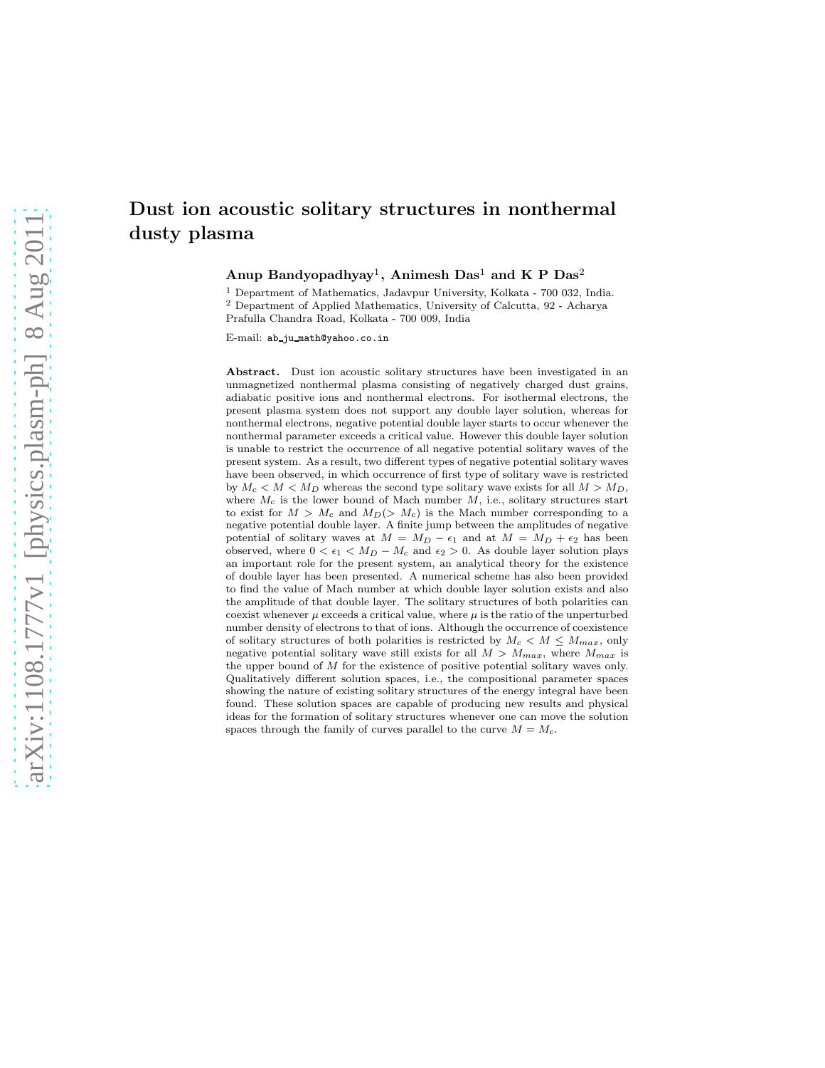# Dust ion acoustic solitary structures in nonthermal dusty plasma

**Anup Bandyopadhyay[1], Animesh Das[1] and K P Das[2]**

[1] Department of Mathematics, Jadavpur University, Kolkata - 700 032, India.
[2] Department of Applied Mathematics, University of Calcutta, 92 - Acharya Prafulla Chandra Road, Kolkata - 700 009, India

E-mail: ab_ju_math@yahoo.co.in

**Abstract.** Dust ion acoustic solitary structures have been investigated in an unmagnetized nonthermal plasma consisting of negatively charged dust grains, adiabatic positive ions and nonthermal electrons. For isothermal electrons, the present plasma system does not support any double layer solution, whereas for nonthermal electrons, negative potential double layer starts to occur whenever the nonthermal parameter exceeds a critical value. However this double layer solution is unable to restrict the occurrence of all negative potential solitary waves of the present system. As a result, two different types of negative potential solitary waves have been observed, in which occurrence of first type of solitary wave is restricted by $M_c < M < M_D$ whereas the second type solitary wave exists for all $M > M_D$, where $M_c$ is the lower bound of Mach number $M$, i.e., solitary structures start to exist for $M > M_c$ and $M_D(> M_c)$ is the Mach number corresponding to a negative potential double layer. A finite jump between the amplitudes of negative potential of solitary waves at $M = M_D - \epsilon_1$ and at $M = M_D + \epsilon_2$ has been observed, where $0 < \epsilon_1 < M_D - M_c$ and $\epsilon_2 > 0$. As double layer solution plays an important role for the present system, an analytical theory for the existence of double layer has been presented. A numerical scheme has also been provided to find the value of Mach number at which double layer solution exists and also the amplitude of that double layer. The solitary structures of both polarities can coexist whenever $\mu$ exceeds a critical value, where $\mu$ is the ratio of the unperturbed number density of electrons to that of ions. Although the occurrence of coexistence of solitary structures of both polarities is restricted by $M_c < M \leq M_{max}$, only negative potential solitary wave still exists for all $M > M_{max}$, where $M_{max}$ is the upper bound of $M$ for the existence of positive potential solitary waves only. Qualitatively different solution spaces, i.e., the compositional parameter spaces showing the nature of existing solitary structures of the energy integral have been found. These solution spaces are capable of producing new results and physical ideas for the formation of solitary structures whenever one can move the solution spaces through the family of curves parallel to the curve $M = M_c$.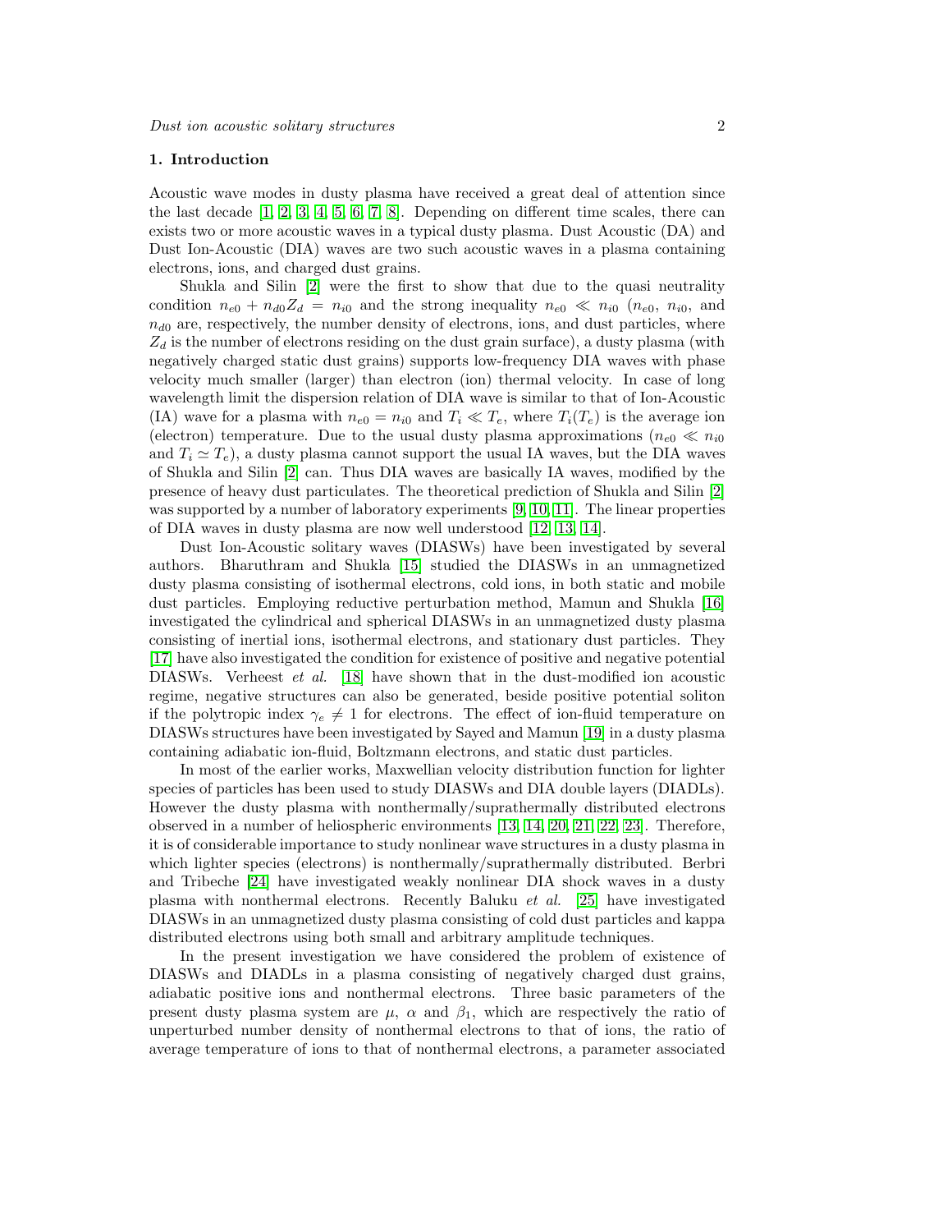## 1. Introduction

Acoustic wave modes in dusty plasma have received a great deal of attention since the last decade [1, 2, 3, 4, 5, 6, 7, 8]. Depending on different time scales, there can exists two or more acoustic waves in a typical dusty plasma. Dust Acoustic (DA) and Dust Ion-Acoustic (DIA) waves are two such acoustic waves in a plasma containing electrons, ions, and charged dust grains.

Shukla and Silin [2] were the first to show that due to the quasi neutrality condition $n_{e0} + n_{d0}Z_d = n_{i0}$ and the strong inequality $n_{e0} \ll n_{i0}$ ($n_{e0}$, $n_{i0}$, and $n_{d0}$ are, respectively, the number density of electrons, ions, and dust particles, where $Z_d$ is the number of electrons residing on the dust grain surface), a dusty plasma (with negatively charged static dust grains) supports low-frequency DIA waves with phase velocity much smaller (larger) than electron (ion) thermal velocity. In case of long wavelength limit the dispersion relation of DIA wave is similar to that of Ion-Acoustic (IA) wave for a plasma with $n_{e0} = n_{i0}$ and $T_i \ll T_e$, where $T_i(T_e)$ is the average ion (electron) temperature. Due to the usual dusty plasma approximations ($n_{e0} \ll n_{i0}$ and $T_i \simeq T_e$), a dusty plasma cannot support the usual IA waves, but the DIA waves of Shukla and Silin [2] can. Thus DIA waves are basically IA waves, modified by the presence of heavy dust particulates. The theoretical prediction of Shukla and Silin [2] was supported by a number of laboratory experiments [9, 10, 11]. The linear properties of DIA waves in dusty plasma are now well understood [12, 13, 14].

Dust Ion-Acoustic solitary waves (DIASWs) have been investigated by several authors. Bharuthram and Shukla [15] studied the DIASWs in an unmagnetized dusty plasma consisting of isothermal electrons, cold ions, in both static and mobile dust particles. Employing reductive perturbation method, Mamun and Shukla [16] investigated the cylindrical and spherical DIASWs in an unmagnetized dusty plasma consisting of inertial ions, isothermal electrons, and stationary dust particles. They [17] have also investigated the condition for existence of positive and negative potential DIASWs. Verheest *et al.* [18] have shown that in the dust-modified ion acoustic regime, negative structures can also be generated, beside positive potential soliton if the polytropic index $\gamma_e \neq 1$ for electrons. The effect of ion-fluid temperature on DIASWs structures have been investigated by Sayed and Mamun [19] in a dusty plasma containing adiabatic ion-fluid, Boltzmann electrons, and static dust particles.

In most of the earlier works, Maxwellian velocity distribution function for lighter species of particles has been used to study DIASWs and DIA double layers (DIADLs). However the dusty plasma with nonthermally/suprathermally distributed electrons observed in a number of heliospheric environments [13, 14, 20, 21, 22, 23]. Therefore, it is of considerable importance to study nonlinear wave structures in a dusty plasma in which lighter species (electrons) is nonthermally/suprathermally distributed. Berbri and Tribeche [24] have investigated weakly nonlinear DIA shock waves in a dusty plasma with nonthermal electrons. Recently Baluku *et al.* [25] have investigated DIASWs in an unmagnetized dusty plasma consisting of cold dust particles and kappa distributed electrons using both small and arbitrary amplitude techniques.

In the present investigation we have considered the problem of existence of DIASWs and DIADLs in a plasma consisting of negatively charged dust grains, adiabatic positive ions and nonthermal electrons. Three basic parameters of the present dusty plasma system are $\mu$, $\alpha$ and $\beta_1$, which are respectively the ratio of unperturbed number density of nonthermal electrons to that of ions, the ratio of average temperature of ions to that of nonthermal electrons, a parameter associated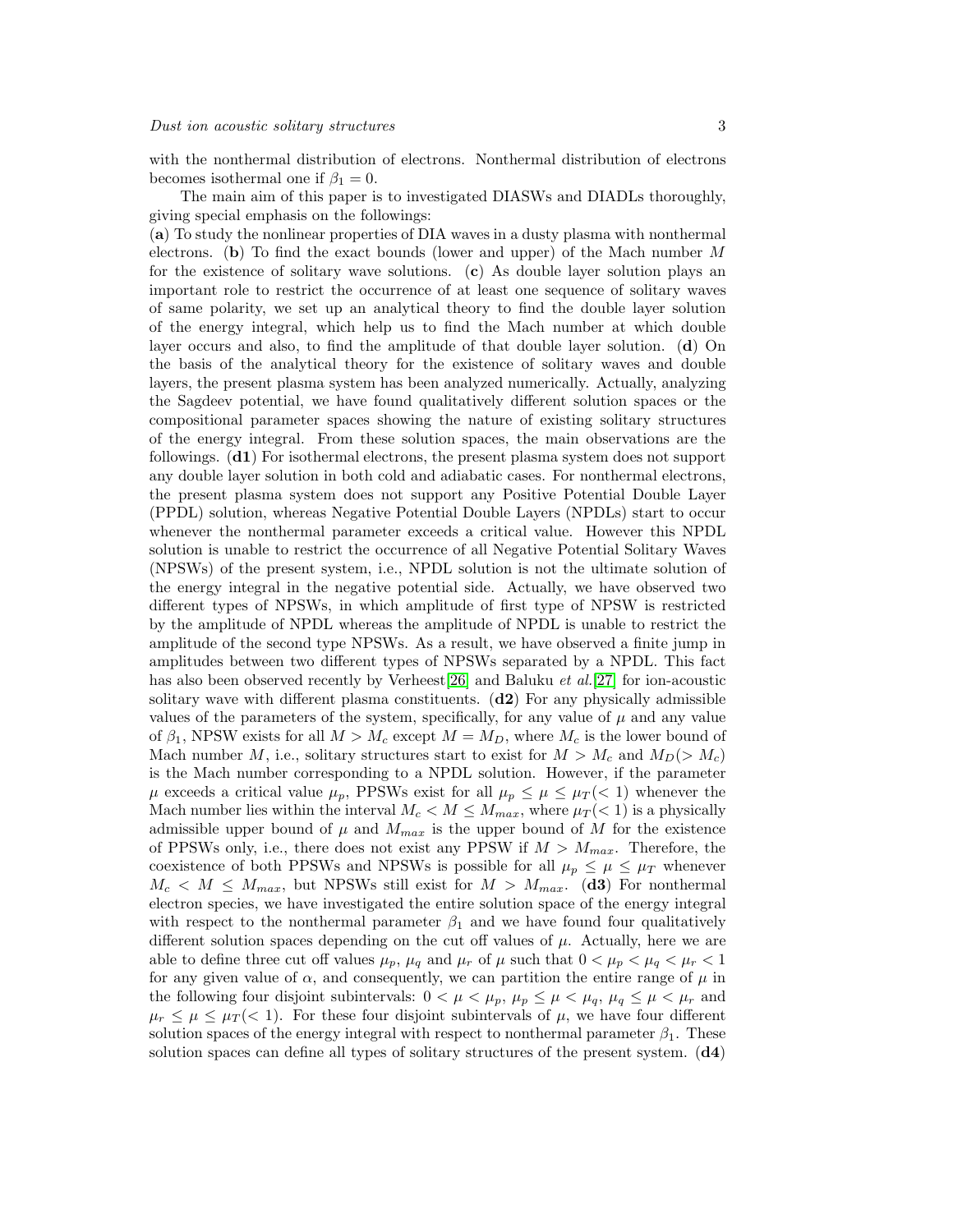with the nonthermal distribution of electrons. Nonthermal distribution of electrons becomes isothermal one if $\beta_1 = 0$.

The main aim of this paper is to investigated DIASWs and DIADLs thoroughly, giving special emphasis on the followings:
(**a**) To study the nonlinear properties of DIA waves in a dusty plasma with nonthermal electrons. (**b**) To find the exact bounds (lower and upper) of the Mach number $M$ for the existence of solitary wave solutions. (**c**) As double layer solution plays an important role to restrict the occurrence of at least one sequence of solitary waves of same polarity, we set up an analytical theory to find the double layer solution of the energy integral, which help us to find the Mach number at which double layer occurs and also, to find the amplitude of that double layer solution. (**d**) On the basis of the analytical theory for the existence of solitary waves and double layers, the present plasma system has been analyzed numerically. Actually, analyzing the Sagdeev potential, we have found qualitatively different solution spaces or the compositional parameter spaces showing the nature of existing solitary structures of the energy integral. From these solution spaces, the main observations are the followings. (**d1**) For isothermal electrons, the present plasma system does not support any double layer solution in both cold and adiabatic cases. For nonthermal electrons, the present plasma system does not support any Positive Potential Double Layer (PPDL) solution, whereas Negative Potential Double Layers (NPDLs) start to occur whenever the nonthermal parameter exceeds a critical value. However this NPDL solution is unable to restrict the occurrence of all Negative Potential Solitary Waves (NPSWs) of the present system, i.e., NPDL solution is not the ultimate solution of the energy integral in the negative potential side. Actually, we have observed two different types of NPSWs, in which amplitude of first type of NPSW is restricted by the amplitude of NPDL whereas the amplitude of NPDL is unable to restrict the amplitude of the second type NPSWs. As a result, we have observed a finite jump in amplitudes between two different types of NPSWs separated by a NPDL. This fact has also been observed recently by Verheest[26] and Baluku *et al.*[27] for ion-acoustic solitary wave with different plasma constituents. (**d2**) For any physically admissible values of the parameters of the system, specifically, for any value of $\mu$ and any value of $\beta_1$, NPSW exists for all $M > M_c$ except $M = M_D$, where $M_c$ is the lower bound of Mach number $M$, i.e., solitary structures start to exist for $M > M_c$ and $M_D(> M_c)$ is the Mach number corresponding to a NPDL solution. However, if the parameter $\mu$ exceeds a critical value $\mu_p$, PPSWs exist for all $\mu_p \leq \mu \leq \mu_T(< 1)$ whenever the Mach number lies within the interval $M_c < M \leq M_{max}$, where $\mu_T(< 1)$ is a physically admissible upper bound of $\mu$ and $M_{max}$ is the upper bound of $M$ for the existence of PPSWs only, i.e., there does not exist any PPSW if $M > M_{max}$. Therefore, the coexistence of both PPSWs and NPSWs is possible for all $\mu_p \leq \mu \leq \mu_T$ whenever $M_c < M \leq M_{max}$, but NPSWs still exist for $M > M_{max}$. (**d3**) For nonthermal electron species, we have investigated the entire solution space of the energy integral with respect to the nonthermal parameter $\beta_1$ and we have found four qualitatively different solution spaces depending on the cut off values of $\mu$. Actually, here we are able to define three cut off values $\mu_p$, $\mu_q$ and $\mu_r$ of $\mu$ such that $0 < \mu_p < \mu_q < \mu_r < 1$ for any given value of $\alpha$, and consequently, we can partition the entire range of $\mu$ in the following four disjoint subintervals: $0 < \mu < \mu_p$, $\mu_p \leq \mu < \mu_q$, $\mu_q \leq \mu < \mu_r$ and $\mu_r \leq \mu \leq \mu_T(< 1)$. For these four disjoint subintervals of $\mu$, we have four different solution spaces of the energy integral with respect to nonthermal parameter $\beta_1$. These solution spaces can define all types of solitary structures of the present system. (**d4**)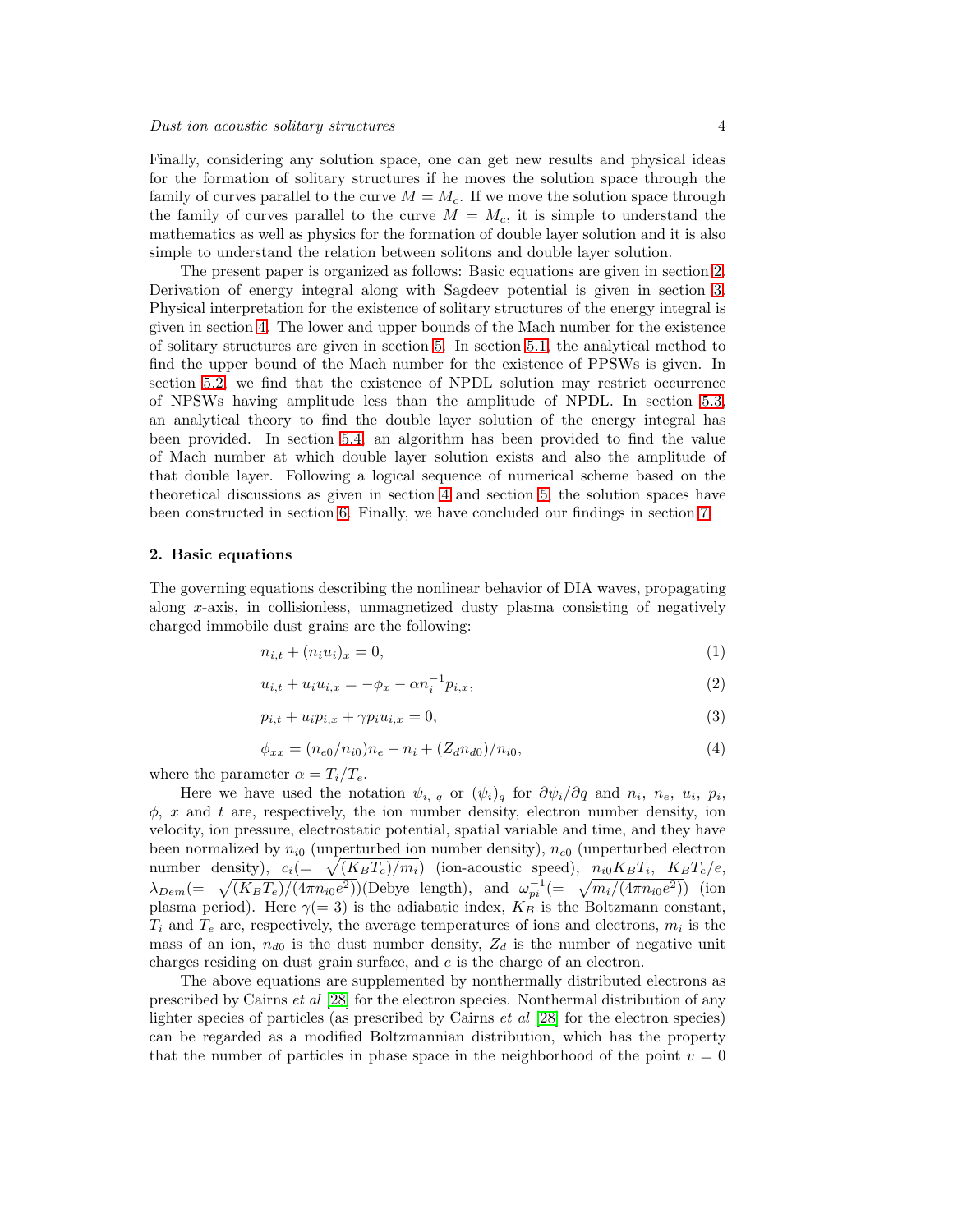Finally, considering any solution space, one can get new results and physical ideas for the formation of solitary structures if he moves the solution space through the family of curves parallel to the curve $M = M_c$. If we move the solution space through the family of curves parallel to the curve $M = M_c$, it is simple to understand the mathematics as well as physics for the formation of double layer solution and it is also simple to understand the relation between solitons and double layer solution.

The present paper is organized as follows: Basic equations are given in section 2. Derivation of energy integral along with Sagdeev potential is given in section 3. Physical interpretation for the existence of solitary structures of the energy integral is given in section 4. The lower and upper bounds of the Mach number for the existence of solitary structures are given in section 5. In section 5.1, the analytical method to find the upper bound of the Mach number for the existence of PPSWs is given. In section 5.2, we find that the existence of NPDL solution may restrict occurrence of NPSWs having amplitude less than the amplitude of NPDL. In section 5.3, an analytical theory to find the double layer solution of the energy integral has been provided. In section 5.4, an algorithm has been provided to find the value of Mach number at which double layer solution exists and also the amplitude of that double layer. Following a logical sequence of numerical scheme based on the theoretical discussions as given in section 4 and section 5, the solution spaces have been constructed in section 6. Finally, we have concluded our findings in section 7.

## 2. Basic equations

The governing equations describing the nonlinear behavior of DIA waves, propagating along $x$-axis, in collisionless, unmagnetized dusty plasma consisting of negatively charged immobile dust grains are the following:

$$n_{i,t} + (n_i u_i)_x = 0, \tag{1}$$

$$u_{i,t} + u_i u_{i,x} = -\phi_x - \alpha n_i^{-1} p_{i,x}, \tag{2}$$

$$p_{i,t} + u_i p_{i,x} + \gamma p_i u_{i,x} = 0, \tag{3}$$

$$\phi_{xx} = (n_{e0}/n_{i0})n_e - n_i + (Z_d n_{d0})/n_{i0}, \tag{4}$$

where the parameter $\alpha = T_i/T_e$.

Here we have used the notation $\psi_{i,\ q}$ or $(\psi_i)_q$ for $\partial\psi_i/\partial q$ and $n_i$, $n_e$, $u_i$, $p_i$, $\phi$, $x$ and $t$ are, respectively, the ion number density, electron number density, ion velocity, ion pressure, electrostatic potential, spatial variable and time, and they have been normalized by $n_{i0}$ (unperturbed ion number density), $n_{e0}$ (unperturbed electron number density), $c_i(=\sqrt{(K_B T_e)/m_i})$ (ion-acoustic speed), $n_{i0}K_B T_i$, $K_B T_e/e$, $\lambda_{Dem}(=\sqrt{(K_B T_e)/(4\pi n_{i0}e^2)})$(Debye length), and $\omega_{pi}^{-1}(=\sqrt{m_i/(4\pi n_{i0}e^2)})$ (ion plasma period). Here $\gamma(=3)$ is the adiabatic index, $K_B$ is the Boltzmann constant, $T_i$ and $T_e$ are, respectively, the average temperatures of ions and electrons, $m_i$ is the mass of an ion, $n_{d0}$ is the dust number density, $Z_d$ is the number of negative unit charges residing on dust grain surface, and $e$ is the charge of an electron.

The above equations are supplemented by nonthermally distributed electrons as prescribed by Cairns *et al* [28] for the electron species. Nonthermal distribution of any lighter species of particles (as prescribed by Cairns *et al* [28] for the electron species) can be regarded as a modified Boltzmannian distribution, which has the property that the number of particles in phase space in the neighborhood of the point $v = 0$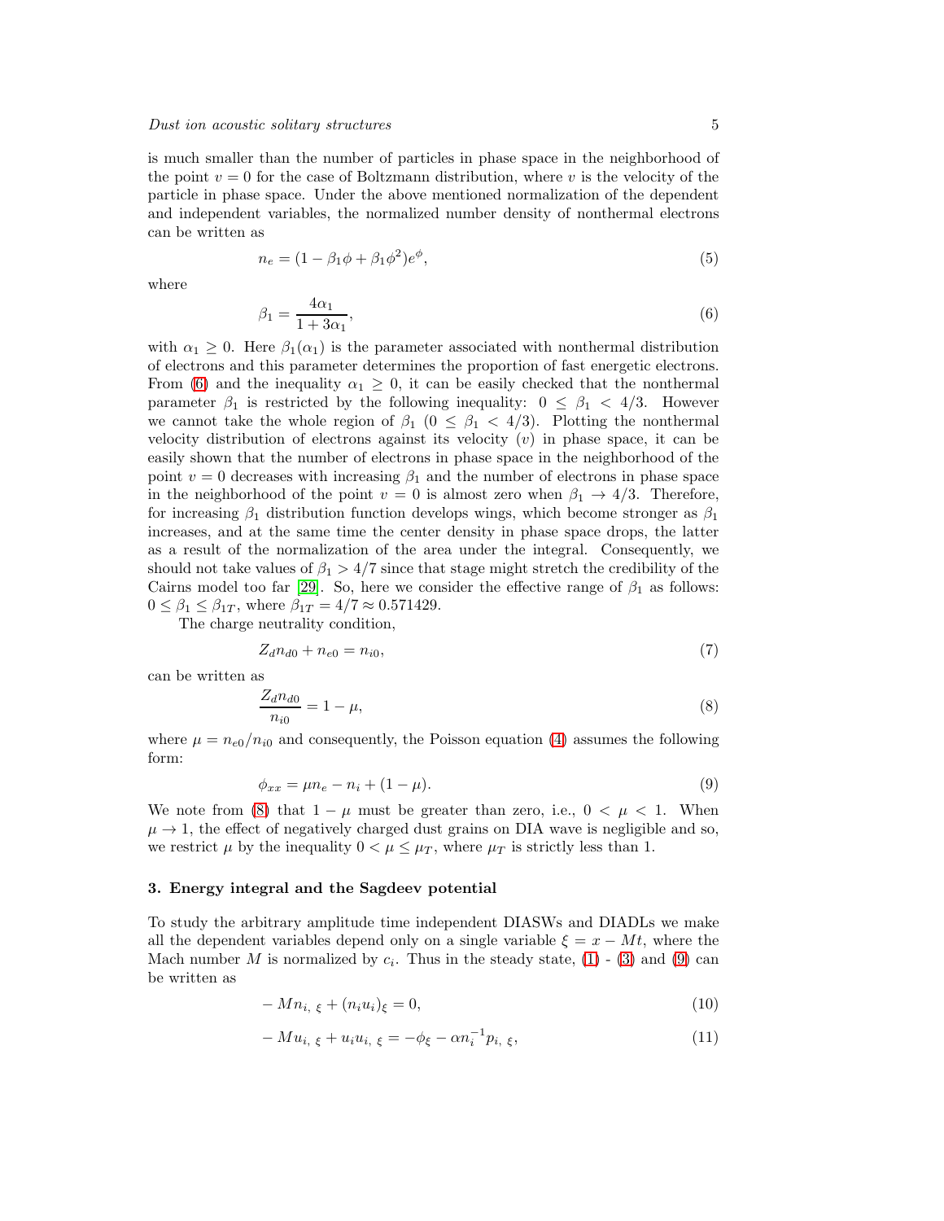is much smaller than the number of particles in phase space in the neighborhood of the point $v = 0$ for the case of Boltzmann distribution, where $v$ is the velocity of the particle in phase space. Under the above mentioned normalization of the dependent and independent variables, the normalized number density of nonthermal electrons can be written as

$$n_e = (1 - \beta_1 \phi + \beta_1 \phi^2) e^{\phi}, \tag{5}$$

where

$$\beta_1 = \frac{4\alpha_1}{1 + 3\alpha_1}, \tag{6}$$

with $\alpha_1 \geq 0$. Here $\beta_1(\alpha_1)$ is the parameter associated with nonthermal distribution of electrons and this parameter determines the proportion of fast energetic electrons. From (6) and the inequality $\alpha_1 \geq 0$, it can be easily checked that the nonthermal parameter $\beta_1$ is restricted by the following inequality: $0 \leq \beta_1 < 4/3$. However we cannot take the whole region of $\beta_1$ $(0 \leq \beta_1 < 4/3)$. Plotting the nonthermal velocity distribution of electrons against its velocity $(v)$ in phase space, it can be easily shown that the number of electrons in phase space in the neighborhood of the point $v = 0$ decreases with increasing $\beta_1$ and the number of electrons in phase space in the neighborhood of the point $v = 0$ is almost zero when $\beta_1 \to 4/3$. Therefore, for increasing $\beta_1$ distribution function develops wings, which become stronger as $\beta_1$ increases, and at the same time the center density in phase space drops, the latter as a result of the normalization of the area under the integral. Consequently, we should not take values of $\beta_1 > 4/7$ since that stage might stretch the credibility of the Cairns model too far [29]. So, here we consider the effective range of $\beta_1$ as follows: $0 \leq \beta_1 \leq \beta_{1T}$, where $\beta_{1T} = 4/7 \approx 0.571429$.

The charge neutrality condition,

$$Z_d n_{d0} + n_{e0} = n_{i0}, \tag{7}$$

can be written as

$$\frac{Z_d n_{d0}}{n_{i0}} = 1 - \mu, \tag{8}$$

where $\mu = n_{e0}/n_{i0}$ and consequently, the Poisson equation (4) assumes the following form:

$$\phi_{xx} = \mu n_e - n_i + (1 - \mu). \tag{9}$$

We note from (8) that $1 - \mu$ must be greater than zero, i.e., $0 < \mu < 1$. When $\mu \to 1$, the effect of negatively charged dust grains on DIA wave is negligible and so, we restrict $\mu$ by the inequality $0 < \mu \leq \mu_T$, where $\mu_T$ is strictly less than 1.

## 3. Energy integral and the Sagdeev potential

To study the arbitrary amplitude time independent DIASWs and DIADLs we make all the dependent variables depend only on a single variable $\xi = x - Mt$, where the Mach number $M$ is normalized by $c_i$. Thus in the steady state, (1) - (3) and (9) can be written as

$$-Mn_{i,\,\xi} + (n_i u_i)_{\xi} = 0, \tag{10}$$

$$-Mu_{i,\,\xi} + u_i u_{i,\,\xi} = -\phi_{\xi} - \alpha n_i^{-1} p_{i,\,\xi}, \tag{11}$$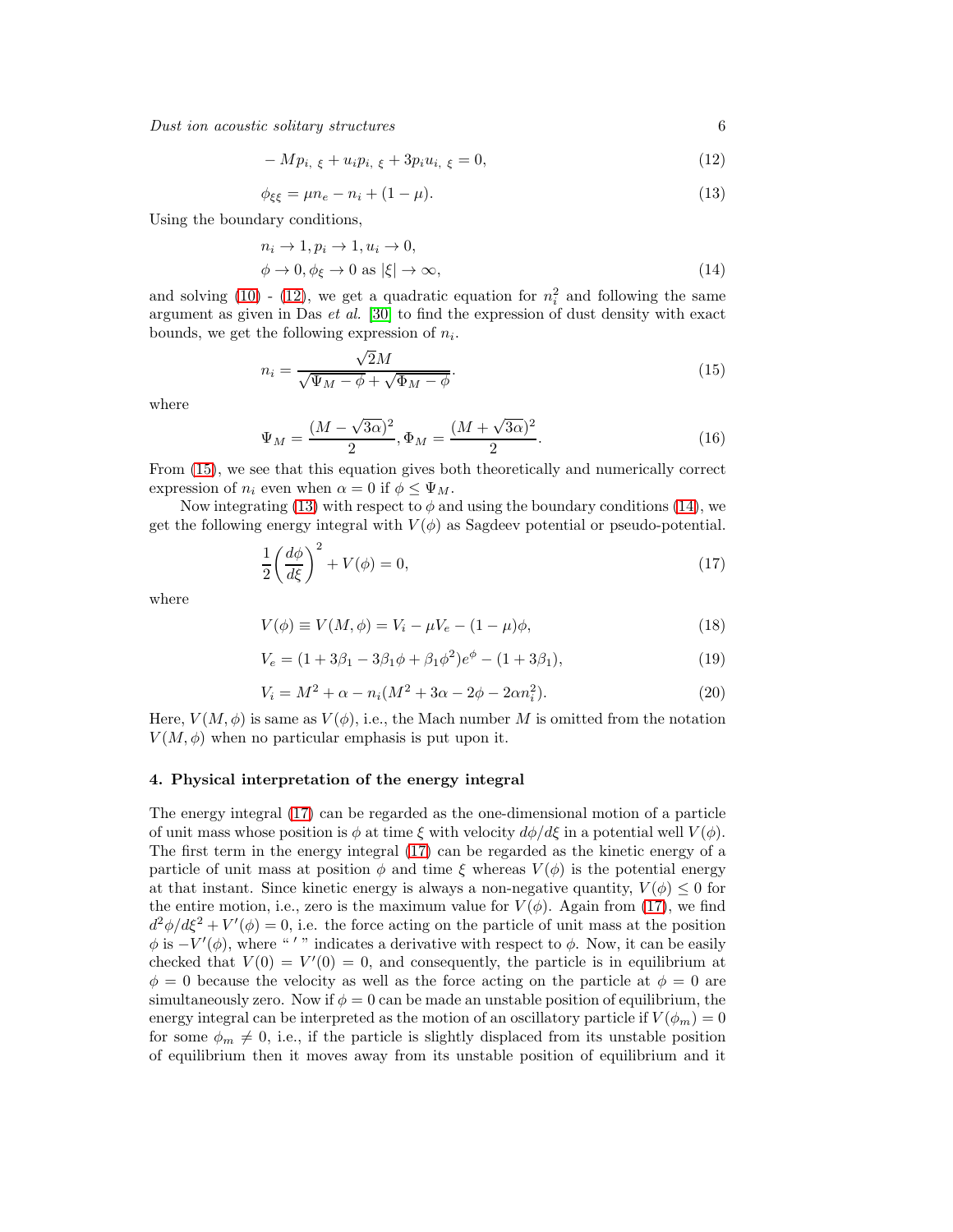$$-Mp_{i,\ \xi} + u_i p_{i,\ \xi} + 3p_i u_{i,\ \xi} = 0, \tag{12}$$

$$\phi_{\xi\xi} = \mu n_e - n_i + (1-\mu). \tag{13}$$

Using the boundary conditions,

$$\begin{aligned} &n_i \to 1, p_i \to 1, u_i \to 0, \\ &\phi \to 0, \phi_\xi \to 0 \text{ as } |\xi| \to \infty, \end{aligned} \tag{14}$$

and solving (10) - (12), we get a quadratic equation for $n_i^2$ and following the same argument as given in Das *et al.* [30] to find the expression of dust density with exact bounds, we get the following expression of $n_i$.

$$n_i = \frac{\sqrt{2}M}{\sqrt{\Psi_M - \phi} + \sqrt{\Phi_M - \phi}}. \tag{15}$$

where

$$\Psi_M = \frac{(M - \sqrt{3\alpha})^2}{2}, \Phi_M = \frac{(M + \sqrt{3\alpha})^2}{2}. \tag{16}$$

From (15), we see that this equation gives both theoretically and numerically correct expression of $n_i$ even when $\alpha = 0$ if $\phi \leq \Psi_M$.

Now integrating (13) with respect to $\phi$ and using the boundary conditions (14), we get the following energy integral with $V(\phi)$ as Sagdeev potential or pseudo-potential.

$$\frac{1}{2}\bigg(\frac{d\phi}{d\xi}\bigg)^2 + V(\phi) = 0, \tag{17}$$

where

$$V(\phi) \equiv V(M, \phi) = V_i - \mu V_e - (1-\mu)\phi, \tag{18}$$

$$V_e = (1 + 3\beta_1 - 3\beta_1\phi + \beta_1\phi^2)e^\phi - (1 + 3\beta_1), \tag{19}$$

$$V_i = M^2 + \alpha - n_i(M^2 + 3\alpha - 2\phi - 2\alpha n_i^2). \tag{20}$$

Here, $V(M, \phi)$ is same as $V(\phi)$, i.e., the Mach number $M$ is omitted from the notation $V(M, \phi)$ when no particular emphasis is put upon it.

### 4. Physical interpretation of the energy integral

The energy integral (17) can be regarded as the one-dimensional motion of a particle of unit mass whose position is $\phi$ at time $\xi$ with velocity $d\phi/d\xi$ in a potential well $V(\phi)$. The first term in the energy integral (17) can be regarded as the kinetic energy of a particle of unit mass at position $\phi$ and time $\xi$ whereas $V(\phi)$ is the potential energy at that instant. Since kinetic energy is always a non-negative quantity, $V(\phi) \leq 0$ for the entire motion, i.e., zero is the maximum value for $V(\phi)$. Again from (17), we find $d^2\phi/d\xi^2 + V'(\phi) = 0$, i.e. the force acting on the particle of unit mass at the position $\phi$ is $-V'(\phi)$, where " $'$ " indicates a derivative with respect to $\phi$. Now, it can be easily checked that $V(0) = V'(0) = 0$, and consequently, the particle is in equilibrium at $\phi = 0$ because the velocity as well as the force acting on the particle at $\phi = 0$ are simultaneously zero. Now if $\phi = 0$ can be made an unstable position of equilibrium, the energy integral can be interpreted as the motion of an oscillatory particle if $V(\phi_m) = 0$ for some $\phi_m \neq 0$, i.e., if the particle is slightly displaced from its unstable position of equilibrium then it moves away from its unstable position of equilibrium and it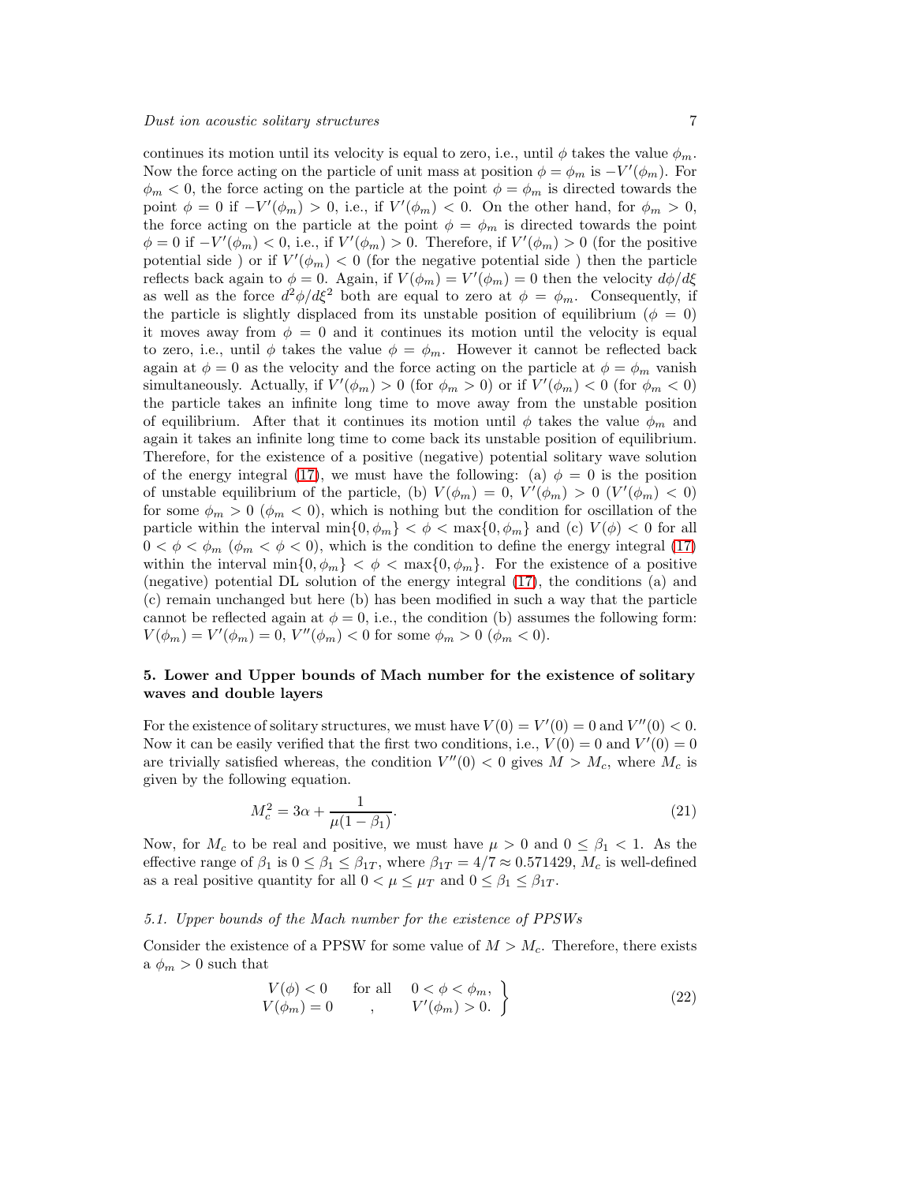continues its motion until its velocity is equal to zero, i.e., until $\phi$ takes the value $\phi_m$. Now the force acting on the particle of unit mass at position $\phi = \phi_m$ is $-V'(\phi_m)$. For $\phi_m < 0$, the force acting on the particle at the point $\phi = \phi_m$ is directed towards the point $\phi = 0$ if $-V'(\phi_m) > 0$, i.e., if $V'(\phi_m) < 0$. On the other hand, for $\phi_m > 0$, the force acting on the particle at the point $\phi = \phi_m$ is directed towards the point $\phi = 0$ if $-V'(\phi_m) < 0$, i.e., if $V'(\phi_m) > 0$. Therefore, if $V'(\phi_m) > 0$ (for the positive potential side ) or if $V'(\phi_m) < 0$ (for the negative potential side ) then the particle reflects back again to $\phi = 0$. Again, if $V(\phi_m) = V'(\phi_m) = 0$ then the velocity $d\phi/d\xi$ as well as the force $d^2\phi/d\xi^2$ both are equal to zero at $\phi = \phi_m$. Consequently, if the particle is slightly displaced from its unstable position of equilibrium ($\phi = 0$) it moves away from $\phi = 0$ and it continues its motion until the velocity is equal to zero, i.e., until $\phi$ takes the value $\phi = \phi_m$. However it cannot be reflected back again at $\phi = 0$ as the velocity and the force acting on the particle at $\phi = \phi_m$ vanish simultaneously. Actually, if $V'(\phi_m) > 0$ (for $\phi_m > 0$) or if $V'(\phi_m) < 0$ (for $\phi_m < 0$) the particle takes an infinite long time to move away from the unstable position of equilibrium. After that it continues its motion until $\phi$ takes the value $\phi_m$ and again it takes an infinite long time to come back its unstable position of equilibrium. Therefore, for the existence of a positive (negative) potential solitary wave solution of the energy integral (17), we must have the following: (a) $\phi = 0$ is the position of unstable equilibrium of the particle, (b) $V(\phi_m) = 0$, $V'(\phi_m) > 0$ ($V'(\phi_m) < 0$) for some $\phi_m > 0$ ($\phi_m < 0$), which is nothing but the condition for oscillation of the particle within the interval $\min\{0, \phi_m\} < \phi < \max\{0, \phi_m\}$ and (c) $V(\phi) < 0$ for all $0 < \phi < \phi_m$ ($\phi_m < \phi < 0$), which is the condition to define the energy integral (17) within the interval $\min\{0, \phi_m\} < \phi < \max\{0, \phi_m\}$. For the existence of a positive (negative) potential DL solution of the energy integral (17), the conditions (a) and (c) remain unchanged but here (b) has been modified in such a way that the particle cannot be reflected again at $\phi = 0$, i.e., the condition (b) assumes the following form: $V(\phi_m) = V'(\phi_m) = 0$, $V''(\phi_m) < 0$ for some $\phi_m > 0$ ($\phi_m < 0$).

## 5. Lower and Upper bounds of Mach number for the existence of solitary waves and double layers

For the existence of solitary structures, we must have $V(0) = V'(0) = 0$ and $V''(0) < 0$. Now it can be easily verified that the first two conditions, i.e., $V(0) = 0$ and $V'(0) = 0$ are trivially satisfied whereas, the condition $V''(0) < 0$ gives $M > M_c$, where $M_c$ is given by the following equation.

$$M_c^2 = 3\alpha + \frac{1}{\mu(1-\beta_1)}. \tag{21}$$

Now, for $M_c$ to be real and positive, we must have $\mu > 0$ and $0 \leq \beta_1 < 1$. As the effective range of $\beta_1$ is $0 \leq \beta_1 \leq \beta_{1T}$, where $\beta_{1T} = 4/7 \approx 0.571429$, $M_c$ is well-defined as a real positive quantity for all $0 < \mu \leq \mu_T$ and $0 \leq \beta_1 \leq \beta_{1T}$.

### *5.1. Upper bounds of the Mach number for the existence of PPSWs*

Consider the existence of a PPSW for some value of $M > M_c$. Therefore, there exists a $\phi_m > 0$ such that

$$\left.\begin{array}{lll} V(\phi) < 0 & \text{for all} & 0 < \phi < \phi_m, \\ V(\phi_m) = 0 & , & V'(\phi_m) > 0. \end{array}\right\} \tag{22}$$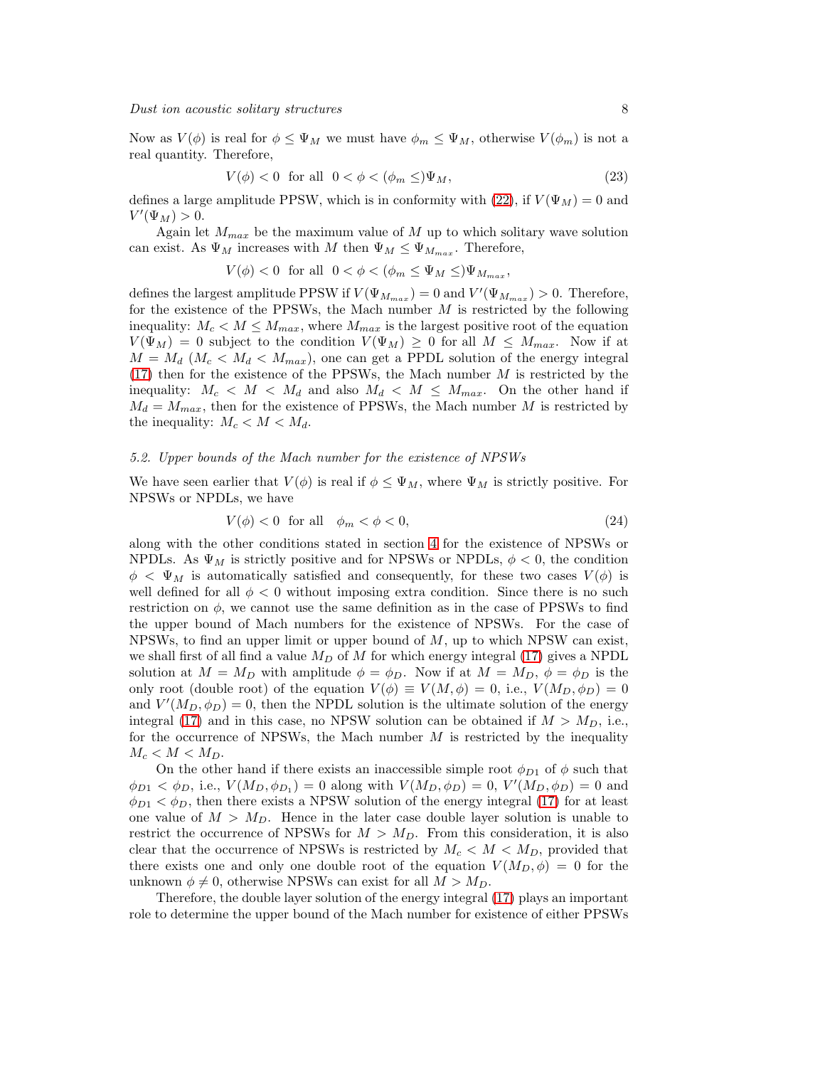Now as $V(\phi)$ is real for $\phi \leq \Psi_M$ we must have $\phi_m \leq \Psi_M$, otherwise $V(\phi_m)$ is not a real quantity. Therefore,

$$V(\phi) < 0 \;\; \text{for all} \;\; 0 < \phi < (\phi_m \leq)\Psi_M, \tag{23}$$

defines a large amplitude PPSW, which is in conformity with (22), if $V(\Psi_M) = 0$ and $V'(\Psi_M) > 0$.

Again let $M_{max}$ be the maximum value of $M$ up to which solitary wave solution can exist. As $\Psi_M$ increases with $M$ then $\Psi_M \leq \Psi_{M_{max}}$. Therefore,

$$V(\phi) < 0 \;\; \text{for all} \;\; 0 < \phi < (\phi_m \leq \Psi_M \leq)\Psi_{M_{max}},$$

defines the largest amplitude PPSW if $V(\Psi_{M_{max}}) = 0$ and $V'(\Psi_{M_{max}}) > 0$. Therefore, for the existence of the PPSWs, the Mach number $M$ is restricted by the following inequality: $M_c < M \leq M_{max}$, where $M_{max}$ is the largest positive root of the equation $V(\Psi_M) = 0$ subject to the condition $V(\Psi_M) \geq 0$ for all $M \leq M_{max}$. Now if at $M = M_d$ ($M_c < M_d < M_{max}$), one can get a PPDL solution of the energy integral (17) then for the existence of the PPSWs, the Mach number $M$ is restricted by the inequality: $M_c < M < M_d$ and also $M_d < M \leq M_{max}$. On the other hand if $M_d = M_{max}$, then for the existence of PPSWs, the Mach number $M$ is restricted by the inequality: $M_c < M < M_d$.

### 5.2. Upper bounds of the Mach number for the existence of NPSWs

We have seen earlier that $V(\phi)$ is real if $\phi \leq \Psi_M$, where $\Psi_M$ is strictly positive. For NPSWs or NPDLs, we have

$$V(\phi) < 0 \;\; \text{for all} \;\; \phi_m < \phi < 0, \tag{24}$$

along with the other conditions stated in section 4 for the existence of NPSWs or NPDLs. As $\Psi_M$ is strictly positive and for NPSWs or NPDLs, $\phi < 0$, the condition $\phi < \Psi_M$ is automatically satisfied and consequently, for these two cases $V(\phi)$ is well defined for all $\phi < 0$ without imposing extra condition. Since there is no such restriction on $\phi$, we cannot use the same definition as in the case of PPSWs to find the upper bound of Mach numbers for the existence of NPSWs. For the case of NPSWs, to find an upper limit or upper bound of $M$, up to which NPSW can exist, we shall first of all find a value $M_D$ of $M$ for which energy integral (17) gives a NPDL solution at $M = M_D$ with amplitude $\phi = \phi_D$. Now if at $M = M_D$, $\phi = \phi_D$ is the only root (double root) of the equation $V(\phi) \equiv V(M, \phi) = 0$, i.e., $V(M_D, \phi_D) = 0$ and $V'(M_D, \phi_D) = 0$, then the NPDL solution is the ultimate solution of the energy integral (17) and in this case, no NPSW solution can be obtained if $M > M_D$, i.e., for the occurrence of NPSWs, the Mach number $M$ is restricted by the inequality $M_c < M < M_D$.

On the other hand if there exists an inaccessible simple root $\phi_{D1}$ of $\phi$ such that $\phi_{D1} < \phi_D$, i.e., $V(M_D, \phi_{D_1}) = 0$ along with $V(M_D, \phi_D) = 0$, $V'(M_D, \phi_D) = 0$ and $\phi_{D1} < \phi_D$, then there exists a NPSW solution of the energy integral (17) for at least one value of $M > M_D$. Hence in the later case double layer solution is unable to restrict the occurrence of NPSWs for $M > M_D$. From this consideration, it is also clear that the occurrence of NPSWs is restricted by $M_c < M < M_D$, provided that there exists one and only one double root of the equation $V(M_D, \phi) = 0$ for the unknown $\phi \neq 0$, otherwise NPSWs can exist for all $M > M_D$.

Therefore, the double layer solution of the energy integral (17) plays an important role to determine the upper bound of the Mach number for existence of either PPSWs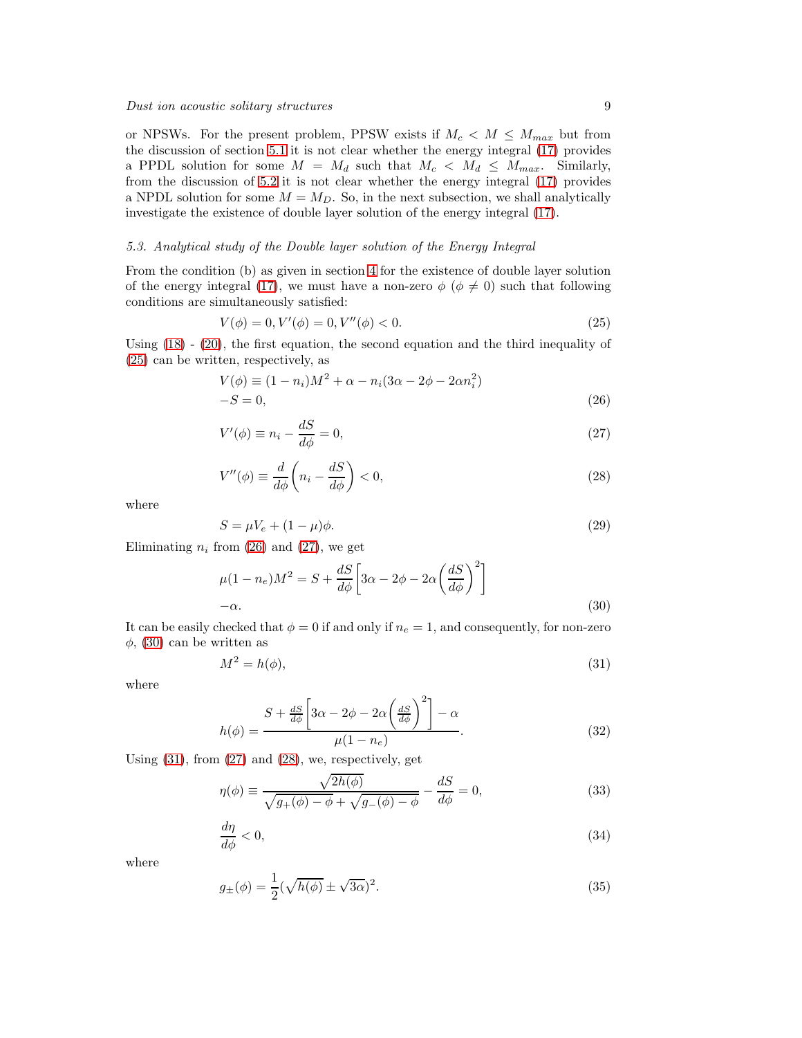or NPSWs. For the present problem, PPSW exists if $M_c < M \leq M_{max}$ but from the discussion of section 5.1 it is not clear whether the energy integral (17) provides a PPDL solution for some $M = M_d$ such that $M_c < M_d \leq M_{max}$. Similarly, from the discussion of 5.2 it is not clear whether the energy integral (17) provides a NPDL solution for some $M = M_D$. So, in the next subsection, we shall analytically investigate the existence of double layer solution of the energy integral (17).

### 5.3. Analytical study of the Double layer solution of the Energy Integral

From the condition (b) as given in section 4 for the existence of double layer solution of the energy integral (17), we must have a non-zero $\phi$ ($\phi \neq 0$) such that following conditions are simultaneously satisfied:

$$V(\phi) = 0, V'(\phi) = 0, V''(\phi) < 0. \tag{25}$$

Using (18) - (20), the first equation, the second equation and the third inequality of (25) can be written, respectively, as

$$\begin{aligned} V(\phi) &\equiv (1 - n_i)M^2 + \alpha - n_i(3\alpha - 2\phi - 2\alpha n_i^2) \\ &-S = 0, \end{aligned} \tag{26}$$

$$V'(\phi) \equiv n_i - \frac{dS}{d\phi} = 0, \tag{27}$$

$$V''(\phi) \equiv \frac{d}{d\phi}\left(n_i - \frac{dS}{d\phi}\right) < 0, \tag{28}$$

where

$$S = \mu V_e + (1 - \mu)\phi. \tag{29}$$

Eliminating $n_i$ from (26) and (27), we get

$$\begin{aligned} \mu(1 - n_e)M^2 &= S + \frac{dS}{d\phi}\left[3\alpha - 2\phi - 2\alpha\left(\frac{dS}{d\phi}\right)^2\right] \\ &-\alpha. \end{aligned} \tag{30}$$

It can be easily checked that $\phi = 0$ if and only if $n_e = 1$, and consequently, for non-zero $\phi$, (30) can be written as

$$M^2 = h(\phi), \tag{31}$$

where

$$h(\phi) = \frac{S + \frac{dS}{d\phi}\left[3\alpha - 2\phi - 2\alpha\left(\frac{dS}{d\phi}\right)^2\right] - \alpha}{\mu(1 - n_e)}. \tag{32}$$

Using (31), from (27) and (28), we, respectively, get

$$\eta(\phi) \equiv \frac{\sqrt{2h(\phi)}}{\sqrt{g_+(\phi) - \phi} + \sqrt{g_-(\phi) - \phi}} - \frac{dS}{d\phi} = 0, \tag{33}$$

$$\frac{d\eta}{d\phi} < 0, \tag{34}$$

where

$$g_\pm(\phi) = \frac{1}{2}(\sqrt{h(\phi)} \pm \sqrt{3\alpha})^2. \tag{35}$$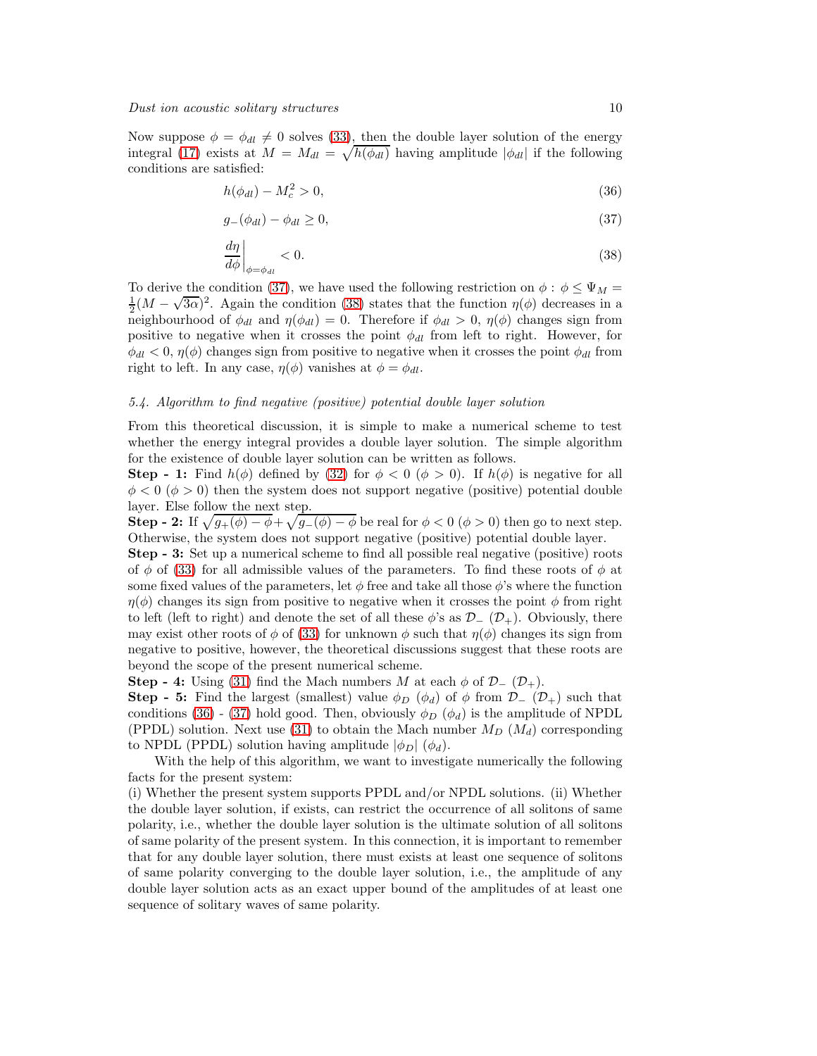Now suppose $\phi = \phi_{dl} \neq 0$ solves (33), then the double layer solution of the energy integral (17) exists at $M = M_{dl} = \sqrt{h(\phi_{dl})}$ having amplitude $|\phi_{dl}|$ if the following conditions are satisfied:

$$h(\phi_{dl}) - M_c^2 > 0, \tag{36}$$

$$g_-(\phi_{dl}) - \phi_{dl} \geq 0, \tag{37}$$

$$\left.\frac{d\eta}{d\phi}\right|_{\phi=\phi_{dl}} < 0. \tag{38}$$

To derive the condition (37), we have used the following restriction on $\phi$ : $\phi \leq \Psi_M = \frac{1}{2}(M - \sqrt{3\alpha})^2$. Again the condition (38) states that the function $\eta(\phi)$ decreases in a neighbourhood of $\phi_{dl}$ and $\eta(\phi_{dl}) = 0$. Therefore if $\phi_{dl} > 0$, $\eta(\phi)$ changes sign from positive to negative when it crosses the point $\phi_{dl}$ from left to right. However, for $\phi_{dl} < 0$, $\eta(\phi)$ changes sign from positive to negative when it crosses the point $\phi_{dl}$ from right to left. In any case, $\eta(\phi)$ vanishes at $\phi = \phi_{dl}$.

### *5.4. Algorithm to find negative (positive) potential double layer solution*

From this theoretical discussion, it is simple to make a numerical scheme to test whether the energy integral provides a double layer solution. The simple algorithm for the existence of double layer solution can be written as follows.

**Step - 1:** Find $h(\phi)$ defined by (32) for $\phi < 0$ ($\phi > 0$). If $h(\phi)$ is negative for all $\phi < 0$ ($\phi > 0$) then the system does not support negative (positive) potential double layer. Else follow the next step.

**Step - 2:** If $\sqrt{g_+(\phi) - \phi} + \sqrt{g_-(\phi) - \phi}$ be real for $\phi < 0$ ($\phi > 0$) then go to next step. Otherwise, the system does not support negative (positive) potential double layer.

**Step - 3:** Set up a numerical scheme to find all possible real negative (positive) roots of $\phi$ of (33) for all admissible values of the parameters. To find these roots of $\phi$ at some fixed values of the parameters, let $\phi$ free and take all those $\phi$'s where the function $\eta(\phi)$ changes its sign from positive to negative when it crosses the point $\phi$ from right to left (left to right) and denote the set of all these $\phi$'s as $\mathcal{D}_-$ ($\mathcal{D}_+$). Obviously, there may exist other roots of $\phi$ of (33) for unknown $\phi$ such that $\eta(\phi)$ changes its sign from negative to positive, however, the theoretical discussions suggest that these roots are beyond the scope of the present numerical scheme.

**Step - 4:** Using (31) find the Mach numbers $M$ at each $\phi$ of $\mathcal{D}_-$ ($\mathcal{D}_+$).

**Step - 5:** Find the largest (smallest) value $\phi_D$ ($\phi_d$) of $\phi$ from $\mathcal{D}_-$ ($\mathcal{D}_+$) such that conditions (36) - (37) hold good. Then, obviously $\phi_D$ ($\phi_d$) is the amplitude of NPDL (PPDL) solution. Next use (31) to obtain the Mach number $M_D$ ($M_d$) corresponding to NPDL (PPDL) solution having amplitude $|\phi_D|$ ($\phi_d$).

With the help of this algorithm, we want to investigate numerically the following facts for the present system:

(i) Whether the present system supports PPDL and/or NPDL solutions. (ii) Whether the double layer solution, if exists, can restrict the occurrence of all solitons of same polarity, i.e., whether the double layer solution is the ultimate solution of all solitons of same polarity of the present system. In this connection, it is important to remember that for any double layer solution, there must exists at least one sequence of solitons of same polarity converging to the double layer solution, i.e., the amplitude of any double layer solution acts as an exact upper bound of the amplitudes of at least one sequence of solitary waves of same polarity.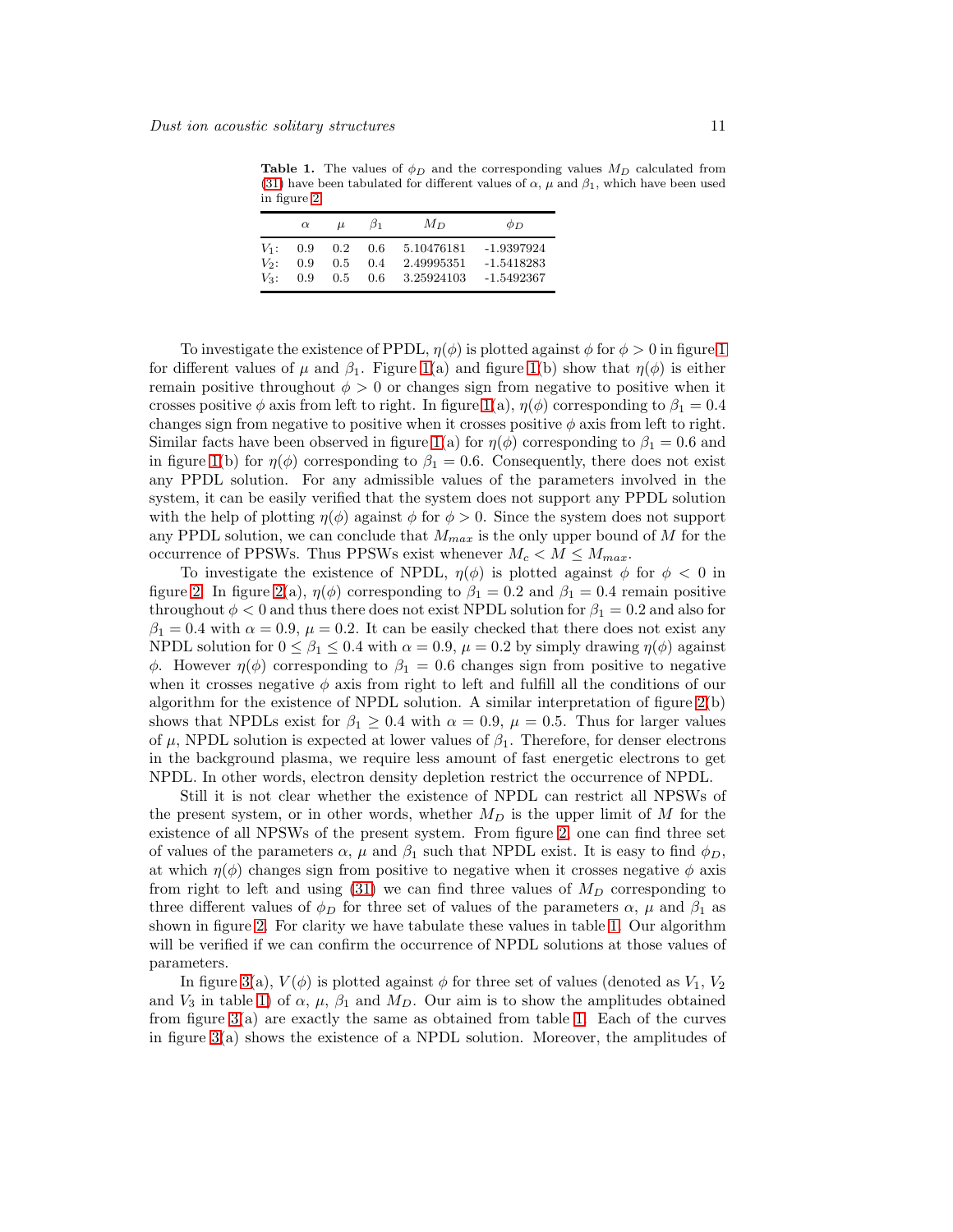**Table 1.** The values of $\phi_D$ and the corresponding values $M_D$ calculated from (31) have been tabulated for different values of $\alpha$, $\mu$ and $\beta_1$, which have been used in figure 2.

| | $\alpha$ | $\mu$ | $\beta_1$ | $M_D$ | $\phi_D$ |
|---|---|---|---|---|---|
| $V_1$: | 0.9 | 0.2 | 0.6 | 5.10476181 | -1.9397924 |
| $V_2$: | 0.9 | 0.5 | 0.4 | 2.49995351 | -1.5418283 |
| $V_3$: | 0.9 | 0.5 | 0.6 | 3.25924103 | -1.5492367 |

To investigate the existence of PPDL, $\eta(\phi)$ is plotted against $\phi$ for $\phi > 0$ in figure 1 for different values of $\mu$ and $\beta_1$. Figure 1(a) and figure 1(b) show that $\eta(\phi)$ is either remain positive throughout $\phi > 0$ or changes sign from negative to positive when it crosses positive $\phi$ axis from left to right. In figure 1(a), $\eta(\phi)$ corresponding to $\beta_1 = 0.4$ changes sign from negative to positive when it crosses positive $\phi$ axis from left to right. Similar facts have been observed in figure 1(a) for $\eta(\phi)$ corresponding to $\beta_1 = 0.6$ and in figure 1(b) for $\eta(\phi)$ corresponding to $\beta_1 = 0.6$. Consequently, there does not exist any PPDL solution. For any admissible values of the parameters involved in the system, it can be easily verified that the system does not support any PPDL solution with the help of plotting $\eta(\phi)$ against $\phi$ for $\phi > 0$. Since the system does not support any PPDL solution, we can conclude that $M_{max}$ is the only upper bound of $M$ for the occurrence of PPSWs. Thus PPSWs exist whenever $M_c < M \leq M_{max}$.

To investigate the existence of NPDL, $\eta(\phi)$ is plotted against $\phi$ for $\phi < 0$ in figure 2. In figure 2(a), $\eta(\phi)$ corresponding to $\beta_1 = 0.2$ and $\beta_1 = 0.4$ remain positive throughout $\phi < 0$ and thus there does not exist NPDL solution for $\beta_1 = 0.2$ and also for $\beta_1 = 0.4$ with $\alpha = 0.9$, $\mu = 0.2$. It can be easily checked that there does not exist any NPDL solution for $0 \leq \beta_1 \leq 0.4$ with $\alpha = 0.9$, $\mu = 0.2$ by simply drawing $\eta(\phi)$ against $\phi$. However $\eta(\phi)$ corresponding to $\beta_1 = 0.6$ changes sign from positive to negative when it crosses negative $\phi$ axis from right to left and fulfill all the conditions of our algorithm for the existence of NPDL solution. A similar interpretation of figure 2(b) shows that NPDLs exist for $\beta_1 \geq 0.4$ with $\alpha = 0.9$, $\mu = 0.5$. Thus for larger values of $\mu$, NPDL solution is expected at lower values of $\beta_1$. Therefore, for denser electrons in the background plasma, we require less amount of fast energetic electrons to get NPDL. In other words, electron density depletion restrict the occurrence of NPDL.

Still it is not clear whether the existence of NPDL can restrict all NPSWs of the present system, or in other words, whether $M_D$ is the upper limit of $M$ for the existence of all NPSWs of the present system. From figure 2, one can find three set of values of the parameters $\alpha$, $\mu$ and $\beta_1$ such that NPDL exist. It is easy to find $\phi_D$, at which $\eta(\phi)$ changes sign from positive to negative when it crosses negative $\phi$ axis from right to left and using (31) we can find three values of $M_D$ corresponding to three different values of $\phi_D$ for three set of values of the parameters $\alpha$, $\mu$ and $\beta_1$ as shown in figure 2. For clarity we have tabulate these values in table 1. Our algorithm will be verified if we can confirm the occurrence of NPDL solutions at those values of parameters.

In figure 3(a), $V(\phi)$ is plotted against $\phi$ for three set of values (denoted as $V_1$, $V_2$ and $V_3$ in table 1) of $\alpha$, $\mu$, $\beta_1$ and $M_D$. Our aim is to show the amplitudes obtained from figure 3(a) are exactly the same as obtained from table 1. Each of the curves in figure 3(a) shows the existence of a NPDL solution. Moreover, the amplitudes of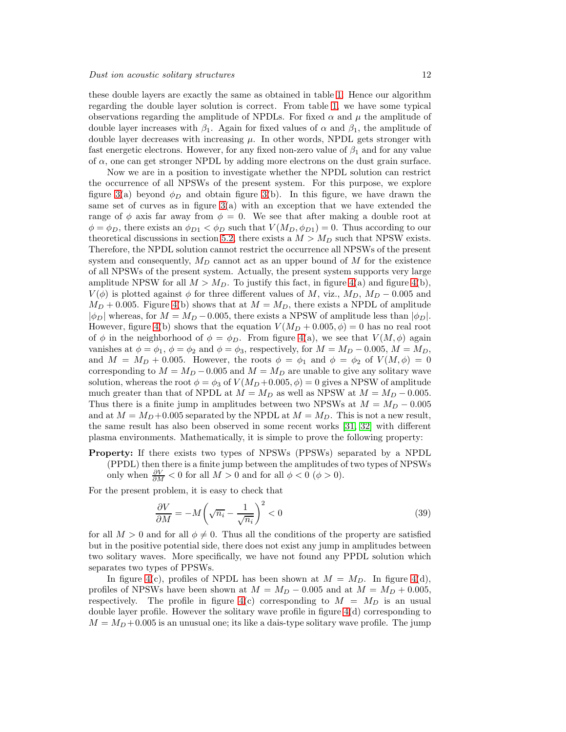these double layers are exactly the same as obtained in table 1. Hence our algorithm regarding the double layer solution is correct. From table 1, we have some typical observations regarding the amplitude of NPDLs. For fixed $\alpha$ and $\mu$ the amplitude of double layer increases with $\beta_1$. Again for fixed values of $\alpha$ and $\beta_1$, the amplitude of double layer decreases with increasing $\mu$. In other words, NPDL gets stronger with fast energetic electrons. However, for any fixed non-zero value of $\beta_1$ and for any value of $\alpha$, one can get stronger NPDL by adding more electrons on the dust grain surface.

Now we are in a position to investigate whether the NPDL solution can restrict the occurrence of all NPSWs of the present system. For this purpose, we explore figure 3(a) beyond $\phi_D$ and obtain figure 3(b). In this figure, we have drawn the same set of curves as in figure 3(a) with an exception that we have extended the range of $\phi$ axis far away from $\phi = 0$. We see that after making a double root at $\phi = \phi_D$, there exists an $\phi_{D1} < \phi_D$ such that $V(M_D, \phi_{D1}) = 0$. Thus according to our theoretical discussions in section 5.2, there exists a $M > M_D$ such that NPSW exists. Therefore, the NPDL solution cannot restrict the occurrence all NPSWs of the present system and consequently, $M_D$ cannot act as an upper bound of $M$ for the existence of all NPSWs of the present system. Actually, the present system supports very large amplitude NPSW for all $M > M_D$. To justify this fact, in figure 4(a) and figure 4(b), $V(\phi)$ is plotted against $\phi$ for three different values of $M$, viz., $M_D$, $M_D - 0.005$ and $M_D + 0.005$. Figure 4(b) shows that at $M = M_D$, there exists a NPDL of amplitude $|\phi_D|$ whereas, for $M = M_D - 0.005$, there exists a NPSW of amplitude less than $|\phi_D|$. However, figure 4(b) shows that the equation $V(M_D + 0.005, \phi) = 0$ has no real root of $\phi$ in the neighborhood of $\phi = \phi_D$. From figure 4(a), we see that $V(M, \phi)$ again vanishes at $\phi = \phi_1$, $\phi = \phi_2$ and $\phi = \phi_3$, respectively, for $M = M_D - 0.005$, $M = M_D$, and $M = M_D + 0.005$. However, the roots $\phi = \phi_1$ and $\phi = \phi_2$ of $V(M, \phi) = 0$ corresponding to $M = M_D - 0.005$ and $M = M_D$ are unable to give any solitary wave solution, whereas the root $\phi = \phi_3$ of $V(M_D + 0.005, \phi) = 0$ gives a NPSW of amplitude much greater than that of NPDL at $M = M_D$ as well as NPSW at $M = M_D - 0.005$. Thus there is a finite jump in amplitudes between two NPSWs at $M = M_D - 0.005$ and at $M = M_D + 0.005$ separated by the NPDL at $M = M_D$. This is not a new result, the same result has also been observed in some recent works [31, 32] with different plasma environments. Mathematically, it is simple to prove the following property:

**Property:** If there exists two types of NPSWs (PPSWs) separated by a NPDL (PPDL) then there is a finite jump between the amplitudes of two types of NPSWs only when $\frac{\partial V}{\partial M} < 0$ for all $M > 0$ and for all $\phi < 0$ ($\phi > 0$).

For the present problem, it is easy to check that

$$\frac{\partial V}{\partial M} = -M\left(\sqrt{n_i} - \frac{1}{\sqrt{n_i}}\right)^2 < 0 \tag{39}$$

for all $M > 0$ and for all $\phi \neq 0$. Thus all the conditions of the property are satisfied but in the positive potential side, there does not exist any jump in amplitudes between two solitary waves. More specifically, we have not found any PPDL solution which separates two types of PPSWs.

In figure 4(c), profiles of NPDL has been shown at $M = M_D$. In figure 4(d), profiles of NPSWs have been shown at $M = M_D - 0.005$ and at $M = M_D + 0.005$, respectively. The profile in figure 4(c) corresponding to $M = M_D$ is an usual double layer profile. However the solitary wave profile in figure 4(d) corresponding to $M = M_D + 0.005$ is an unusual one; its like a dais-type solitary wave profile. The jump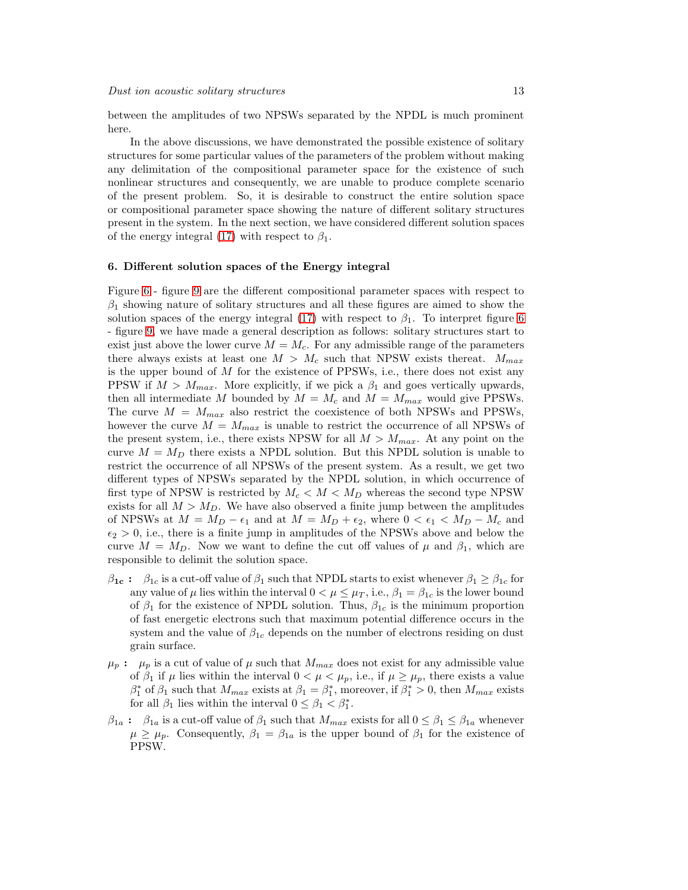between the amplitudes of two NPSWs separated by the NPDL is much prominent here.

In the above discussions, we have demonstrated the possible existence of solitary structures for some particular values of the parameters of the problem without making any delimitation of the compositional parameter space for the existence of such nonlinear structures and consequently, we are unable to produce complete scenario of the present problem. So, it is desirable to construct the entire solution space or compositional parameter space showing the nature of different solitary structures present in the system. In the next section, we have considered different solution spaces of the energy integral (17) with respect to $\beta_1$.

## 6. Different solution spaces of the Energy integral

Figure 6 - figure 9 are the different compositional parameter spaces with respect to $\beta_1$ showing nature of solitary structures and all these figures are aimed to show the solution spaces of the energy integral (17) with respect to $\beta_1$. To interpret figure 6 - figure 9, we have made a general description as follows: solitary structures start to exist just above the lower curve $M = M_c$. For any admissible range of the parameters there always exists at least one $M > M_c$ such that NPSW exists thereat. $M_{max}$ is the upper bound of $M$ for the existence of PPSWs, i.e., there does not exist any PPSW if $M > M_{max}$. More explicitly, if we pick a $\beta_1$ and goes vertically upwards, then all intermediate $M$ bounded by $M = M_c$ and $M = M_{max}$ would give PPSWs. The curve $M = M_{max}$ also restrict the coexistence of both NPSWs and PPSWs, however the curve $M = M_{max}$ is unable to restrict the occurrence of all NPSWs of the present system, i.e., there exists NPSW for all $M > M_{max}$. At any point on the curve $M = M_D$ there exists a NPDL solution. But this NPDL solution is unable to restrict the occurrence of all NPSWs of the present system. As a result, we get two different types of NPSWs separated by the NPDL solution, in which occurrence of first type of NPSW is restricted by $M_c < M < M_D$ whereas the second type NPSW exists for all $M > M_D$. We have also observed a finite jump between the amplitudes of NPSWs at $M = M_D - \epsilon_1$ and at $M = M_D + \epsilon_2$, where $0 < \epsilon_1 < M_D - M_c$ and $\epsilon_2 > 0$, i.e., there is a finite jump in amplitudes of the NPSWs above and below the curve $M = M_D$. Now we want to define the cut off values of $\mu$ and $\beta_1$, which are responsible to delimit the solution space.

- $\boldsymbol{\beta_{1c}}$ **:** $\beta_{1c}$ is a cut-off value of $\beta_1$ such that NPDL starts to exist whenever $\beta_1 \geq \beta_{1c}$ for any value of $\mu$ lies within the interval $0 < \mu \leq \mu_T$, i.e., $\beta_1 = \beta_{1c}$ is the lower bound of $\beta_1$ for the existence of NPDL solution. Thus, $\beta_{1c}$ is the minimum proportion of fast energetic electrons such that maximum potential difference occurs in the system and the value of $\beta_{1c}$ depends on the number of electrons residing on dust grain surface.
- $\mu_p$ **:** $\mu_p$ is a cut of value of $\mu$ such that $M_{max}$ does not exist for any admissible value of $\beta_1$ if $\mu$ lies within the interval $0 < \mu < \mu_p$, i.e., if $\mu \geq \mu_p$, there exists a value $\beta_1^*$ of $\beta_1$ such that $M_{max}$ exists at $\beta_1 = \beta_1^*$, moreover, if $\beta_1^* > 0$, then $M_{max}$ exists for all $\beta_1$ lies within the interval $0 \leq \beta_1 < \beta_1^*$.
- $\beta_{1a}$ **:** $\beta_{1a}$ is a cut-off value of $\beta_1$ such that $M_{max}$ exists for all $0 \leq \beta_1 \leq \beta_{1a}$ whenever $\mu \geq \mu_p$. Consequently, $\beta_1 = \beta_{1a}$ is the upper bound of $\beta_1$ for the existence of PPSW.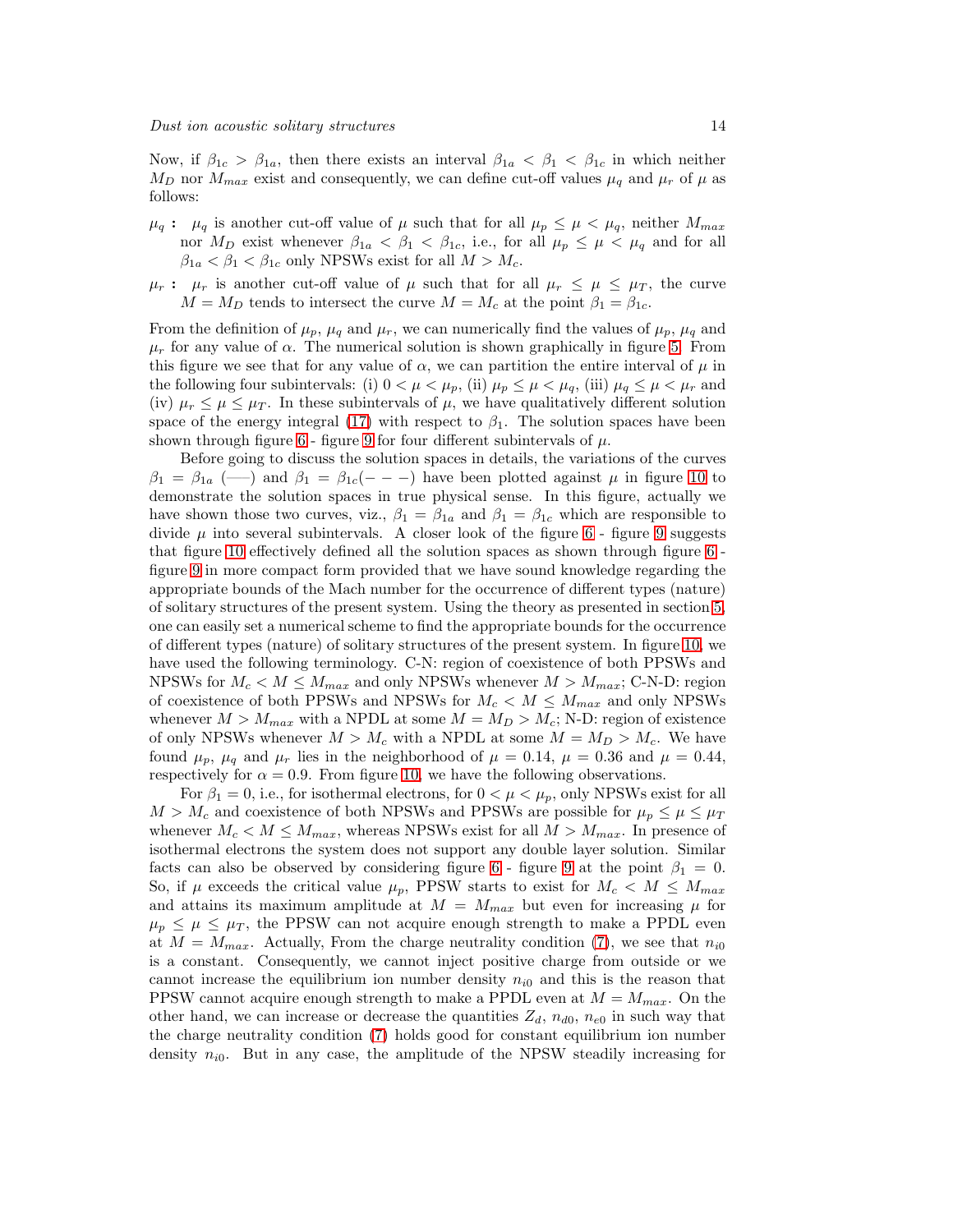Now, if $\beta_{1c} > \beta_{1a}$, then there exists an interval $\beta_{1a} < \beta_1 < \beta_{1c}$ in which neither $M_D$ nor $M_{max}$ exist and consequently, we can define cut-off values $\mu_q$ and $\mu_r$ of $\mu$ as follows:

- **$\mu_q$ :** $\mu_q$ is another cut-off value of $\mu$ such that for all $\mu_p \leq \mu < \mu_q$, neither $M_{max}$ nor $M_D$ exist whenever $\beta_{1a} < \beta_1 < \beta_{1c}$, i.e., for all $\mu_p \leq \mu < \mu_q$ and for all $\beta_{1a} < \beta_1 < \beta_{1c}$ only NPSWs exist for all $M > M_c$.
- **$\mu_r$ :** $\mu_r$ is another cut-off value of $\mu$ such that for all $\mu_r \leq \mu \leq \mu_T$, the curve $M = M_D$ tends to intersect the curve $M = M_c$ at the point $\beta_1 = \beta_{1c}$.

From the definition of $\mu_p$, $\mu_q$ and $\mu_r$, we can numerically find the values of $\mu_p$, $\mu_q$ and $\mu_r$ for any value of $\alpha$. The numerical solution is shown graphically in figure 5. From this figure we see that for any value of $\alpha$, we can partition the entire interval of $\mu$ in the following four subintervals: (i) $0 < \mu < \mu_p$, (ii) $\mu_p \leq \mu < \mu_q$, (iii) $\mu_q \leq \mu < \mu_r$ and (iv) $\mu_r \leq \mu \leq \mu_T$. In these subintervals of $\mu$, we have qualitatively different solution space of the energy integral (17) with respect to $\beta_1$. The solution spaces have been shown through figure 6 - figure 9 for four different subintervals of $\mu$.

Before going to discuss the solution spaces in details, the variations of the curves $\beta_1 = \beta_{1a}$ (——) and $\beta_1 = \beta_{1c}(- - -)$ have been plotted against $\mu$ in figure 10 to demonstrate the solution spaces in true physical sense. In this figure, actually we have shown those two curves, viz., $\beta_1 = \beta_{1a}$ and $\beta_1 = \beta_{1c}$ which are responsible to divide $\mu$ into several subintervals. A closer look of the figure 6 - figure 9 suggests that figure 10 effectively defined all the solution spaces as shown through figure 6 - figure 9 in more compact form provided that we have sound knowledge regarding the appropriate bounds of the Mach number for the occurrence of different types (nature) of solitary structures of the present system. Using the theory as presented in section 5, one can easily set a numerical scheme to find the appropriate bounds for the occurrence of different types (nature) of solitary structures of the present system. In figure 10, we have used the following terminology. C-N: region of coexistence of both PPSWs and NPSWs for $M_c < M \leq M_{max}$ and only NPSWs whenever $M > M_{max}$; C-N-D: region of coexistence of both PPSWs and NPSWs for $M_c < M \leq M_{max}$ and only NPSWs whenever $M > M_{max}$ with a NPDL at some $M = M_D > M_c$; N-D: region of existence of only NPSWs whenever $M > M_c$ with a NPDL at some $M = M_D > M_c$. We have found $\mu_p$, $\mu_q$ and $\mu_r$ lies in the neighborhood of $\mu = 0.14$, $\mu = 0.36$ and $\mu = 0.44$, respectively for $\alpha = 0.9$. From figure 10, we have the following observations.

For $\beta_1 = 0$, i.e., for isothermal electrons, for $0 < \mu < \mu_p$, only NPSWs exist for all $M > M_c$ and coexistence of both NPSWs and PPSWs are possible for $\mu_p \leq \mu \leq \mu_T$ whenever $M_c < M \leq M_{max}$, whereas NPSWs exist for all $M > M_{max}$. In presence of isothermal electrons the system does not support any double layer solution. Similar facts can also be observed by considering figure 6 - figure 9 at the point $\beta_1 = 0$. So, if $\mu$ exceeds the critical value $\mu_p$, PPSW starts to exist for $M_c < M \leq M_{max}$ and attains its maximum amplitude at $M = M_{max}$ but even for increasing $\mu$ for $\mu_p \leq \mu \leq \mu_T$, the PPSW can not acquire enough strength to make a PPDL even at $M = M_{max}$. Actually, From the charge neutrality condition (7), we see that $n_{i0}$ is a constant. Consequently, we cannot inject positive charge from outside or we cannot increase the equilibrium ion number density $n_{i0}$ and this is the reason that PPSW cannot acquire enough strength to make a PPDL even at $M = M_{max}$. On the other hand, we can increase or decrease the quantities $Z_d$, $n_{d0}$, $n_{e0}$ in such way that the charge neutrality condition (7) holds good for constant equilibrium ion number density $n_{i0}$. But in any case, the amplitude of the NPSW steadily increasing for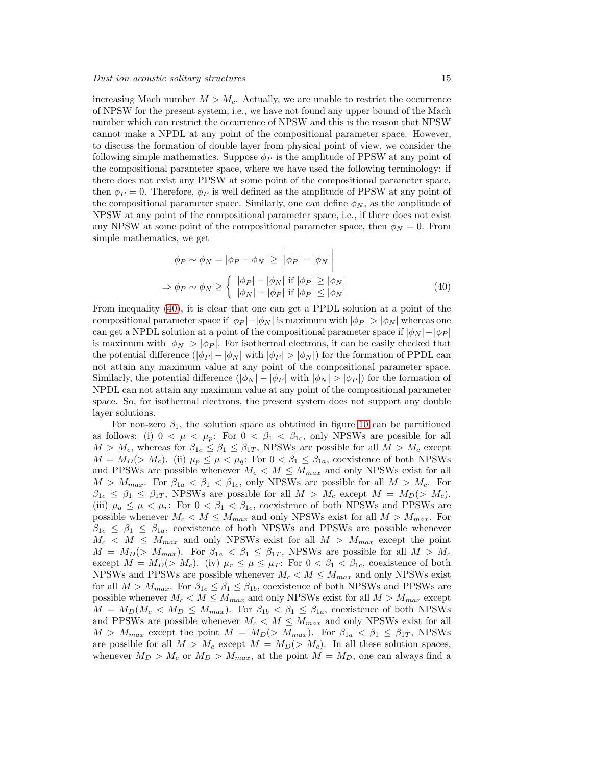increasing Mach number $M > M_c$. Actually, we are unable to restrict the occurrence of NPSW for the present system, i.e., we have not found any upper bound of the Mach number which can restrict the occurrence of NPSW and this is the reason that NPSW cannot make a NPDL at any point of the compositional parameter space. However, to discuss the formation of double layer from physical point of view, we consider the following simple mathematics. Suppose $\phi_P$ is the amplitude of PPSW at any point of the compositional parameter space, where we have used the following terminology: if there does not exist any PPSW at some point of the compositional parameter space, then $\phi_P = 0$. Therefore, $\phi_P$ is well defined as the amplitude of PPSW at any point of the compositional parameter space. Similarly, one can define $\phi_N$, as the amplitude of NPSW at any point of the compositional parameter space, i.e., if there does not exist any NPSW at some point of the compositional parameter space, then $\phi_N = 0$. From simple mathematics, we get

$$
\begin{aligned}
&\phi_P \sim \phi_N = |\phi_P - \phi_N| \geq \Big||\phi_P| - |\phi_N|\Big| \\
&\Rightarrow \phi_P \sim \phi_N \geq \begin{cases} |\phi_P| - |\phi_N| \text{ if } |\phi_P| \geq |\phi_N| \\ |\phi_N| - |\phi_P| \text{ if } |\phi_P| \leq |\phi_N| \end{cases}
\end{aligned} \tag{40}
$$

From inequality (40), it is clear that one can get a PPDL solution at a point of the compositional parameter space if $|\phi_P| - |\phi_N|$ is maximum with $|\phi_P| > |\phi_N|$ whereas one can get a NPDL solution at a point of the compositional parameter space if $|\phi_N| - |\phi_P|$ is maximum with $|\phi_N| > |\phi_P|$. For isothermal electrons, it can be easily checked that the potential difference ($|\phi_P| - |\phi_N|$ with $|\phi_P| > |\phi_N|$) for the formation of PPDL can not attain any maximum value at any point of the compositional parameter space. Similarly, the potential difference ($|\phi_N| - |\phi_P|$ with $|\phi_N| > |\phi_P|$) for the formation of NPDL can not attain any maximum value at any point of the compositional parameter space. So, for isothermal electrons, the present system does not support any double layer solutions.

For non-zero $\beta_1$, the solution space as obtained in figure 10 can be partitioned as follows: (i) $0 < \mu < \mu_p$: For $0 < \beta_1 < \beta_{1c}$, only NPSWs are possible for all $M > M_c$, whereas for $\beta_{1c} \leq \beta_1 \leq \beta_{1T}$, NPSWs are possible for all $M > M_c$ except $M = M_D(> M_c)$. (ii) $\mu_p \leq \mu < \mu_q$: For $0 < \beta_1 \leq \beta_{1a}$, coexistence of both NPSWs and PPSWs are possible whenever $M_c < M \leq M_{max}$ and only NPSWs exist for all $M > M_{max}$. For $\beta_{1a} < \beta_1 < \beta_{1c}$, only NPSWs are possible for all $M > M_c$. For $\beta_{1c} \leq \beta_1 \leq \beta_{1T}$, NPSWs are possible for all $M > M_c$ except $M = M_D(> M_c)$. (iii) $\mu_q \leq \mu < \mu_r$: For $0 < \beta_1 < \beta_{1c}$, coexistence of both NPSWs and PPSWs are possible whenever $M_c < M \leq M_{max}$ and only NPSWs exist for all $M > M_{max}$. For $\beta_{1c} \leq \beta_1 \leq \beta_{1a}$, coexistence of both NPSWs and PPSWs are possible whenever $M_c < M \leq M_{max}$ and only NPSWs exist for all $M > M_{max}$ except the point $M = M_D(> M_{max})$. For $\beta_{1a} < \beta_1 \leq \beta_{1T}$, NPSWs are possible for all $M > M_c$ except $M = M_D(> M_c)$. (iv) $\mu_r \leq \mu \leq \mu_T$: For $0 < \beta_1 < \beta_{1c}$, coexistence of both NPSWs and PPSWs are possible whenever $M_c < M \leq M_{max}$ and only NPSWs exist for all $M > M_{max}$. For $\beta_{1c} \leq \beta_1 \leq \beta_{1b}$, coexistence of both NPSWs and PPSWs are possible whenever $M_c < M \leq M_{max}$ and only NPSWs exist for all $M > M_{max}$ except $M = M_D(M_c < M_D \leq M_{max})$. For $\beta_{1b} < \beta_1 \leq \beta_{1a}$, coexistence of both NPSWs and PPSWs are possible whenever $M_c < M \leq M_{max}$ and only NPSWs exist for all $M > M_{max}$ except the point $M = M_D(> M_{max})$. For $\beta_{1a} < \beta_1 \leq \beta_{1T}$, NPSWs are possible for all $M > M_c$ except $M = M_D(> M_c)$. In all these solution spaces, whenever $M_D > M_c$ or $M_D > M_{max}$, at the point $M = M_D$, one can always find a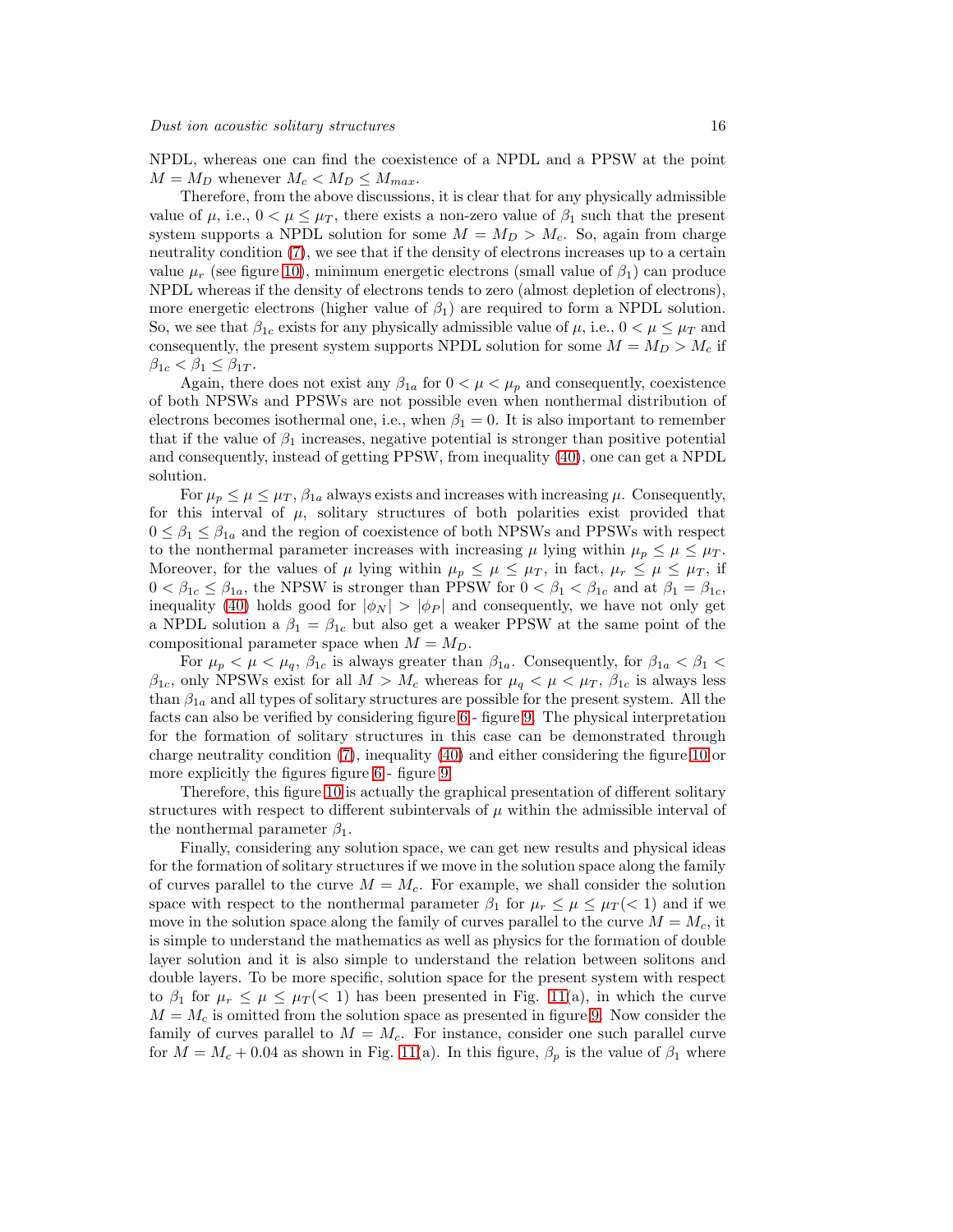NPDL, whereas one can find the coexistence of a NPDL and a PPSW at the point $M = M_D$ whenever $M_c < M_D \leq M_{max}$.

Therefore, from the above discussions, it is clear that for any physically admissible value of $\mu$, i.e., $0 < \mu \leq \mu_T$, there exists a non-zero value of $\beta_1$ such that the present system supports a NPDL solution for some $M = M_D > M_c$. So, again from charge neutrality condition (7), we see that if the density of electrons increases up to a certain value $\mu_r$ (see figure 10), minimum energetic electrons (small value of $\beta_1$) can produce NPDL whereas if the density of electrons tends to zero (almost depletion of electrons), more energetic electrons (higher value of $\beta_1$) are required to form a NPDL solution. So, we see that $\beta_{1c}$ exists for any physically admissible value of $\mu$, i.e., $0 < \mu \leq \mu_T$ and consequently, the present system supports NPDL solution for some $M = M_D > M_c$ if $\beta_{1c} < \beta_1 \leq \beta_{1T}$.

Again, there does not exist any $\beta_{1a}$ for $0 < \mu < \mu_p$ and consequently, coexistence of both NPSWs and PPSWs are not possible even when nonthermal distribution of electrons becomes isothermal one, i.e., when $\beta_1 = 0$. It is also important to remember that if the value of $\beta_1$ increases, negative potential is stronger than positive potential and consequently, instead of getting PPSW, from inequality (40), one can get a NPDL solution.

For $\mu_p \leq \mu \leq \mu_T$, $\beta_{1a}$ always exists and increases with increasing $\mu$. Consequently, for this interval of $\mu$, solitary structures of both polarities exist provided that $0 \leq \beta_1 \leq \beta_{1a}$ and the region of coexistence of both NPSWs and PPSWs with respect to the nonthermal parameter increases with increasing $\mu$ lying within $\mu_p \leq \mu \leq \mu_T$. Moreover, for the values of $\mu$ lying within $\mu_p \leq \mu \leq \mu_T$, in fact, $\mu_r \leq \mu \leq \mu_T$, if $0 < \beta_{1c} \leq \beta_{1a}$, the NPSW is stronger than PPSW for $0 < \beta_1 < \beta_{1c}$ and at $\beta_1 = \beta_{1c}$, inequality (40) holds good for $|\phi_N| > |\phi_P|$ and consequently, we have not only get a NPDL solution a $\beta_1 = \beta_{1c}$ but also get a weaker PPSW at the same point of the compositional parameter space when $M = M_D$.

For $\mu_p < \mu < \mu_q$, $\beta_{1c}$ is always greater than $\beta_{1a}$. Consequently, for $\beta_{1a} < \beta_1 < \beta_{1c}$, only NPSWs exist for all $M > M_c$ whereas for $\mu_q < \mu < \mu_T$, $\beta_{1c}$ is always less than $\beta_{1a}$ and all types of solitary structures are possible for the present system. All the facts can also be verified by considering figure 6 - figure 9. The physical interpretation for the formation of solitary structures in this case can be demonstrated through charge neutrality condition (7), inequality (40) and either considering the figure 10 or more explicitly the figures figure 6 - figure 9.

Therefore, this figure 10 is actually the graphical presentation of different solitary structures with respect to different subintervals of $\mu$ within the admissible interval of the nonthermal parameter $\beta_1$.

Finally, considering any solution space, we can get new results and physical ideas for the formation of solitary structures if we move in the solution space along the family of curves parallel to the curve $M = M_c$. For example, we shall consider the solution space with respect to the nonthermal parameter $\beta_1$ for $\mu_r \leq \mu \leq \mu_T (< 1)$ and if we move in the solution space along the family of curves parallel to the curve $M = M_c$, it is simple to understand the mathematics as well as physics for the formation of double layer solution and it is also simple to understand the relation between solitons and double layers. To be more specific, solution space for the present system with respect to $\beta_1$ for $\mu_r \leq \mu \leq \mu_T (< 1)$ has been presented in Fig. 11(a), in which the curve $M = M_c$ is omitted from the solution space as presented in figure 9. Now consider the family of curves parallel to $M = M_c$. For instance, consider one such parallel curve for $M = M_c + 0.04$ as shown in Fig. 11(a). In this figure, $\beta_p$ is the value of $\beta_1$ where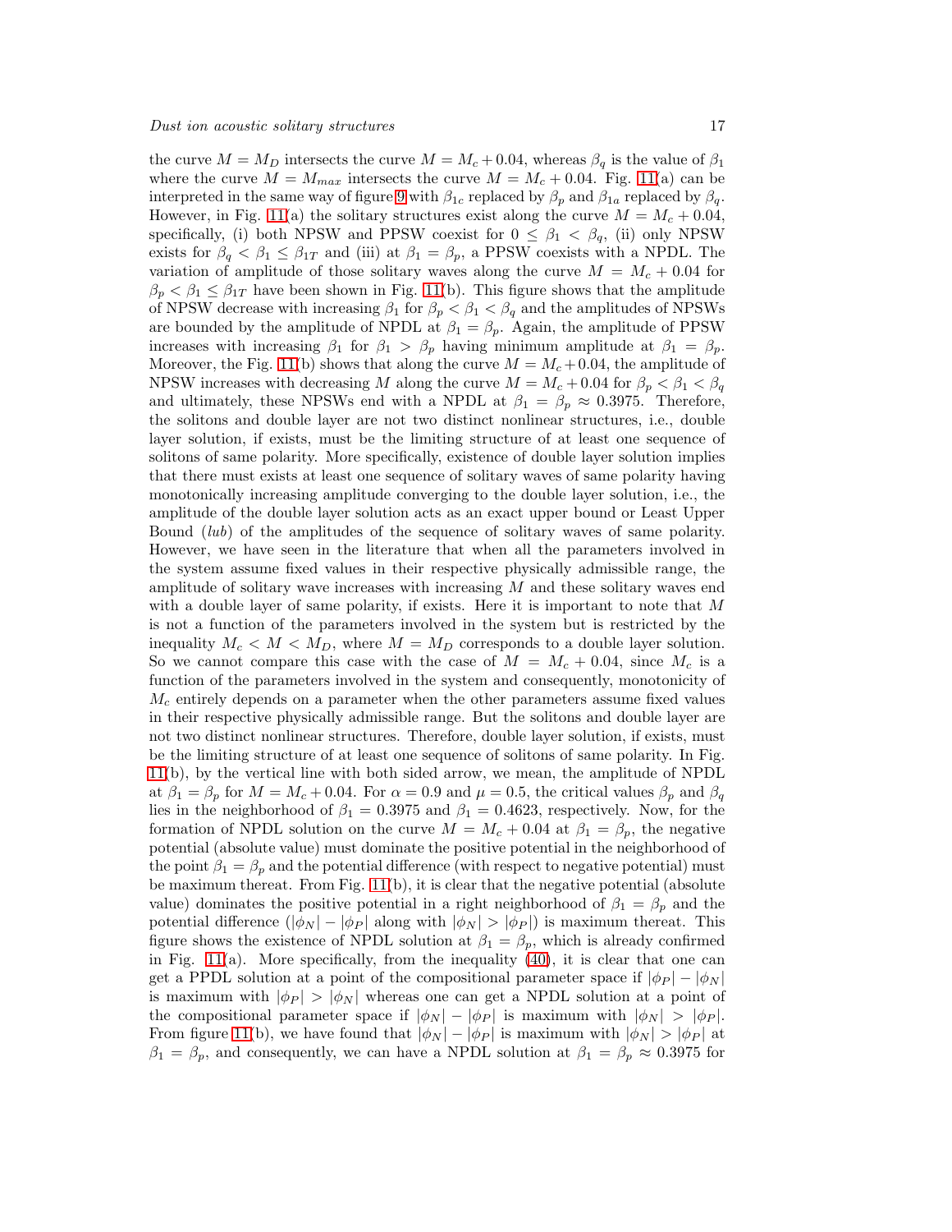the curve $M = M_D$ intersects the curve $M = M_c + 0.04$, whereas $\beta_q$ is the value of $\beta_1$ where the curve $M = M_{max}$ intersects the curve $M = M_c + 0.04$. Fig. 11(a) can be interpreted in the same way of figure 9 with $\beta_{1c}$ replaced by $\beta_p$ and $\beta_{1a}$ replaced by $\beta_q$. However, in Fig. 11(a) the solitary structures exist along the curve $M = M_c + 0.04$, specifically, (i) both NPSW and PPSW coexist for $0 \leq \beta_1 < \beta_q$, (ii) only NPSW exists for $\beta_q < \beta_1 \leq \beta_{1T}$ and (iii) at $\beta_1 = \beta_p$, a PPSW coexists with a NPDL. The variation of amplitude of those solitary waves along the curve $M = M_c + 0.04$ for $\beta_p < \beta_1 \leq \beta_{1T}$ have been shown in Fig. 11(b). This figure shows that the amplitude of NPSW decrease with increasing $\beta_1$ for $\beta_p < \beta_1 < \beta_q$ and the amplitudes of NPSWs are bounded by the amplitude of NPDL at $\beta_1 = \beta_p$. Again, the amplitude of PPSW increases with increasing $\beta_1$ for $\beta_1 > \beta_p$ having minimum amplitude at $\beta_1 = \beta_p$. Moreover, the Fig. 11(b) shows that along the curve $M = M_c + 0.04$, the amplitude of NPSW increases with decreasing $M$ along the curve $M = M_c + 0.04$ for $\beta_p < \beta_1 < \beta_q$ and ultimately, these NPSWs end with a NPDL at $\beta_1 = \beta_p \approx 0.3975$. Therefore, the solitons and double layer are not two distinct nonlinear structures, i.e., double layer solution, if exists, must be the limiting structure of at least one sequence of solitons of same polarity. More specifically, existence of double layer solution implies that there must exists at least one sequence of solitary waves of same polarity having monotonically increasing amplitude converging to the double layer solution, i.e., the amplitude of the double layer solution acts as an exact upper bound or Least Upper Bound (*lub*) of the amplitudes of the sequence of solitary waves of same polarity. However, we have seen in the literature that when all the parameters involved in the system assume fixed values in their respective physically admissible range, the amplitude of solitary wave increases with increasing $M$ and these solitary waves end with a double layer of same polarity, if exists. Here it is important to note that $M$ is not a function of the parameters involved in the system but is restricted by the inequality $M_c < M < M_D$, where $M = M_D$ corresponds to a double layer solution. So we cannot compare this case with the case of $M = M_c + 0.04$, since $M_c$ is a function of the parameters involved in the system and consequently, monotonicity of $M_c$ entirely depends on a parameter when the other parameters assume fixed values in their respective physically admissible range. But the solitons and double layer are not two distinct nonlinear structures. Therefore, double layer solution, if exists, must be the limiting structure of at least one sequence of solitons of same polarity. In Fig. 11(b), by the vertical line with both sided arrow, we mean, the amplitude of NPDL at $\beta_1 = \beta_p$ for $M = M_c + 0.04$. For $\alpha = 0.9$ and $\mu = 0.5$, the critical values $\beta_p$ and $\beta_q$ lies in the neighborhood of $\beta_1 = 0.3975$ and $\beta_1 = 0.4623$, respectively. Now, for the formation of NPDL solution on the curve $M = M_c + 0.04$ at $\beta_1 = \beta_p$, the negative potential (absolute value) must dominate the positive potential in the neighborhood of the point $\beta_1 = \beta_p$ and the potential difference (with respect to negative potential) must be maximum thereat. From Fig. 11(b), it is clear that the negative potential (absolute value) dominates the positive potential in a right neighborhood of $\beta_1 = \beta_p$ and the potential difference ($|\phi_N| - |\phi_P|$ along with $|\phi_N| > |\phi_P|$) is maximum thereat. This figure shows the existence of NPDL solution at $\beta_1 = \beta_p$, which is already confirmed in Fig. 11(a). More specifically, from the inequality (40), it is clear that one can get a PPDL solution at a point of the compositional parameter space if $|\phi_P| - |\phi_N|$ is maximum with $|\phi_P| > |\phi_N|$ whereas one can get a NPDL solution at a point of the compositional parameter space if $|\phi_N| - |\phi_P|$ is maximum with $|\phi_N| > |\phi_P|$. From figure 11(b), we have found that $|\phi_N| - |\phi_P|$ is maximum with $|\phi_N| > |\phi_P|$ at $\beta_1 = \beta_p$, and consequently, we can have a NPDL solution at $\beta_1 = \beta_p \approx 0.3975$ for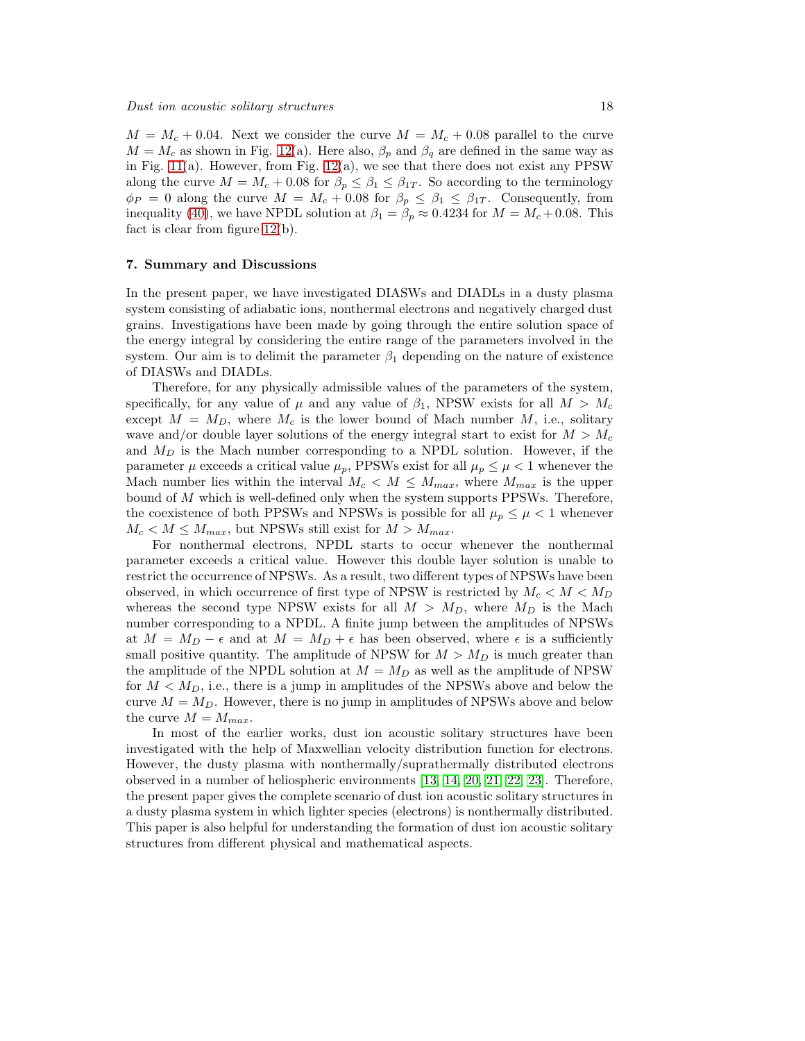$M = M_c + 0.04$. Next we consider the curve $M = M_c + 0.08$ parallel to the curve $M = M_c$ as shown in Fig. 12(a). Here also, $\beta_p$ and $\beta_q$ are defined in the same way as in Fig. 11(a). However, from Fig. 12(a), we see that there does not exist any PPSW along the curve $M = M_c + 0.08$ for $\beta_p \leq \beta_1 \leq \beta_{1T}$. So according to the terminology $\phi_P = 0$ along the curve $M = M_c + 0.08$ for $\beta_p \leq \beta_1 \leq \beta_{1T}$. Consequently, from inequality (40), we have NPDL solution at $\beta_1 = \beta_p \approx 0.4234$ for $M = M_c + 0.08$. This fact is clear from figure 12(b).

## 7. Summary and Discussions

In the present paper, we have investigated DIASWs and DIADLs in a dusty plasma system consisting of adiabatic ions, nonthermal electrons and negatively charged dust grains. Investigations have been made by going through the entire solution space of the energy integral by considering the entire range of the parameters involved in the system. Our aim is to delimit the parameter $\beta_1$ depending on the nature of existence of DIASWs and DIADLs.

Therefore, for any physically admissible values of the parameters of the system, specifically, for any value of $\mu$ and any value of $\beta_1$, NPSW exists for all $M > M_c$ except $M = M_D$, where $M_c$ is the lower bound of Mach number $M$, i.e., solitary wave and/or double layer solutions of the energy integral start to exist for $M > M_c$ and $M_D$ is the Mach number corresponding to a NPDL solution. However, if the parameter $\mu$ exceeds a critical value $\mu_p$, PPSWs exist for all $\mu_p \leq \mu < 1$ whenever the Mach number lies within the interval $M_c < M \leq M_{max}$, where $M_{max}$ is the upper bound of $M$ which is well-defined only when the system supports PPSWs. Therefore, the coexistence of both PPSWs and NPSWs is possible for all $\mu_p \leq \mu < 1$ whenever $M_c < M \leq M_{max}$, but NPSWs still exist for $M > M_{max}$.

For nonthermal electrons, NPDL starts to occur whenever the nonthermal parameter exceeds a critical value. However this double layer solution is unable to restrict the occurrence of NPSWs. As a result, two different types of NPSWs have been observed, in which occurrence of first type of NPSW is restricted by $M_c < M < M_D$ whereas the second type NPSW exists for all $M > M_D$, where $M_D$ is the Mach number corresponding to a NPDL. A finite jump between the amplitudes of NPSWs at $M = M_D - \epsilon$ and at $M = M_D + \epsilon$ has been observed, where $\epsilon$ is a sufficiently small positive quantity. The amplitude of NPSW for $M > M_D$ is much greater than the amplitude of the NPDL solution at $M = M_D$ as well as the amplitude of NPSW for $M < M_D$, i.e., there is a jump in amplitudes of the NPSWs above and below the curve $M = M_D$. However, there is no jump in amplitudes of NPSWs above and below the curve $M = M_{max}$.

In most of the earlier works, dust ion acoustic solitary structures have been investigated with the help of Maxwellian velocity distribution function for electrons. However, the dusty plasma with nonthermally/suprathermally distributed electrons observed in a number of heliospheric environments [13, 14, 20, 21, 22, 23]. Therefore, the present paper gives the complete scenario of dust ion acoustic solitary structures in a dusty plasma system in which lighter species (electrons) is nonthermally distributed. This paper is also helpful for understanding the formation of dust ion acoustic solitary structures from different physical and mathematical aspects.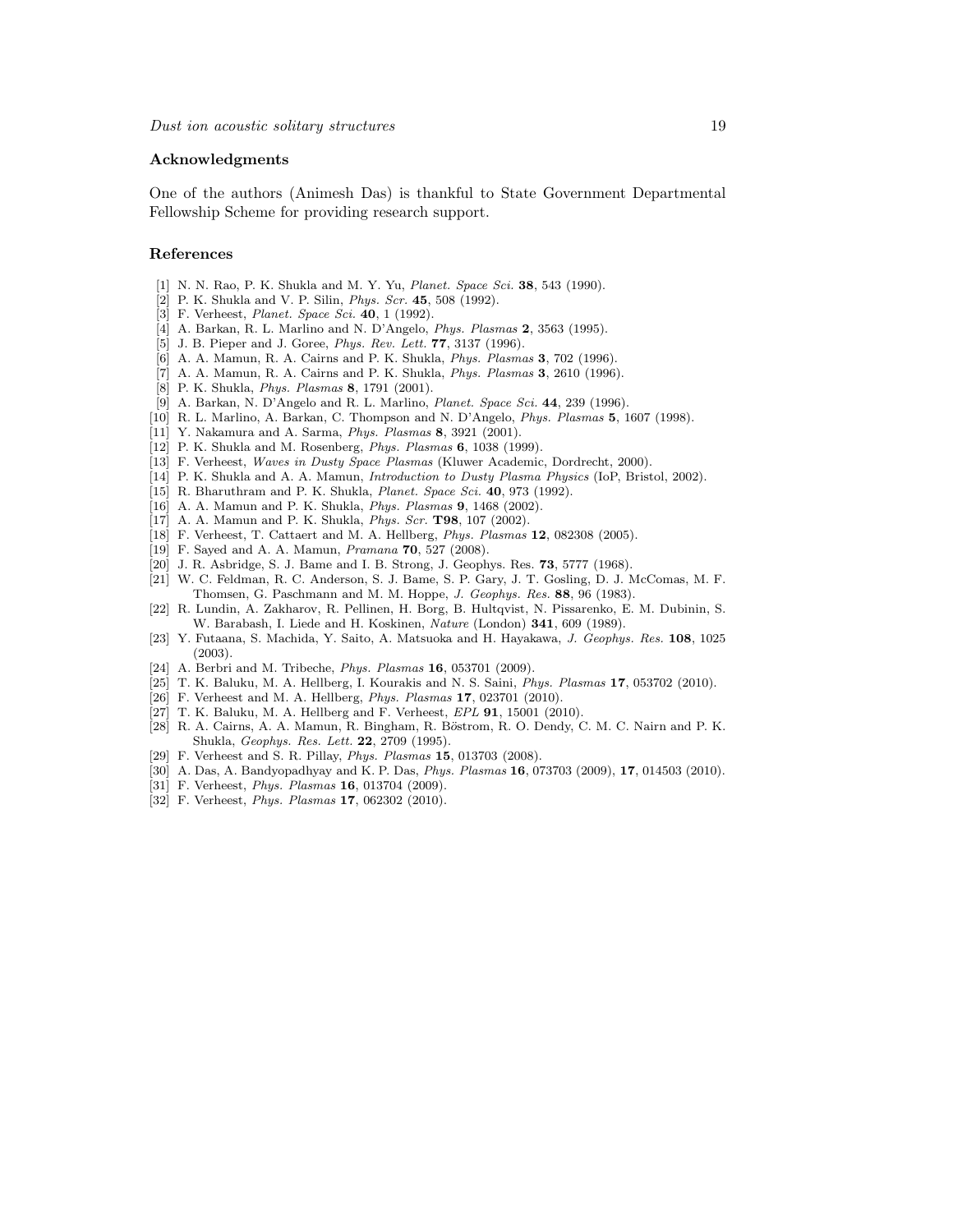## Acknowledgments

One of the authors (Animesh Das) is thankful to State Government Departmental Fellowship Scheme for providing research support.

## References

[1] N. N. Rao, P. K. Shukla and M. Y. Yu, *Planet. Space Sci.* **38**, 543 (1990).
[2] P. K. Shukla and V. P. Silin, *Phys. Scr.* **45**, 508 (1992).
[3] F. Verheest, *Planet. Space Sci.* **40**, 1 (1992).
[4] A. Barkan, R. L. Marlino and N. D'Angelo, *Phys. Plasmas* **2**, 3563 (1995).
[5] J. B. Pieper and J. Goree, *Phys. Rev. Lett.* **77**, 3137 (1996).
[6] A. A. Mamun, R. A. Cairns and P. K. Shukla, *Phys. Plasmas* **3**, 702 (1996).
[7] A. A. Mamun, R. A. Cairns and P. K. Shukla, *Phys. Plasmas* **3**, 2610 (1996).
[8] P. K. Shukla, *Phys. Plasmas* **8**, 1791 (2001).
[9] A. Barkan, N. D'Angelo and R. L. Marlino, *Planet. Space Sci.* **44**, 239 (1996).
[10] R. L. Marlino, A. Barkan, C. Thompson and N. D'Angelo, *Phys. Plasmas* **5**, 1607 (1998).
[11] Y. Nakamura and A. Sarma, *Phys. Plasmas* **8**, 3921 (2001).
[12] P. K. Shukla and M. Rosenberg, *Phys. Plasmas* **6**, 1038 (1999).
[13] F. Verheest, *Waves in Dusty Space Plasmas* (Kluwer Academic, Dordrecht, 2000).
[14] P. K. Shukla and A. A. Mamun, *Introduction to Dusty Plasma Physics* (IoP, Bristol, 2002).
[15] R. Bharuthram and P. K. Shukla, *Planet. Space Sci.* **40**, 973 (1992).
[16] A. A. Mamun and P. K. Shukla, *Phys. Plasmas* **9**, 1468 (2002).
[17] A. A. Mamun and P. K. Shukla, *Phys. Scr.* **T98**, 107 (2002).
[18] F. Verheest, T. Cattaert and M. A. Hellberg, *Phys. Plasmas* **12**, 082308 (2005).
[19] F. Sayed and A. A. Mamun, *Pramana* **70**, 527 (2008).
[20] J. R. Asbridge, S. J. Bame and I. B. Strong, J. Geophys. Res. **73**, 5777 (1968).
[21] W. C. Feldman, R. C. Anderson, S. J. Bame, S. P. Gary, J. T. Gosling, D. J. McComas, M. F. Thomsen, G. Paschmann and M. M. Hoppe, *J. Geophys. Res.* **88**, 96 (1983).
[22] R. Lundin, A. Zakharov, R. Pellinen, H. Borg, B. Hultqvist, N. Pissarenko, E. M. Dubinin, S. W. Barabash, I. Liede and H. Koskinen, *Nature* (London) **341**, 609 (1989).
[23] Y. Futaana, S. Machida, Y. Saito, A. Matsuoka and H. Hayakawa, *J. Geophys. Res.* **108**, 1025 (2003).
[24] A. Berbri and M. Tribeche, *Phys. Plasmas* **16**, 053701 (2009).
[25] T. K. Baluku, M. A. Hellberg, I. Kourakis and N. S. Saini, *Phys. Plasmas* **17**, 053702 (2010).
[26] F. Verheest and M. A. Hellberg, *Phys. Plasmas* **17**, 023701 (2010).
[27] T. K. Baluku, M. A. Hellberg and F. Verheest, *EPL* **91**, 15001 (2010).
[28] R. A. Cairns, A. A. Mamun, R. Bingham, R. Böstrom, R. O. Dendy, C. M. C. Nairn and P. K. Shukla, *Geophys. Res. Lett.* **22**, 2709 (1995).
[29] F. Verheest and S. R. Pillay, *Phys. Plasmas* **15**, 013703 (2008).
[30] A. Das, A. Bandyopadhyay and K. P. Das, *Phys. Plasmas* **16**, 073703 (2009), **17**, 014503 (2010).
[31] F. Verheest, *Phys. Plasmas* **16**, 013704 (2009).
[32] F. Verheest, *Phys. Plasmas* **17**, 062302 (2010).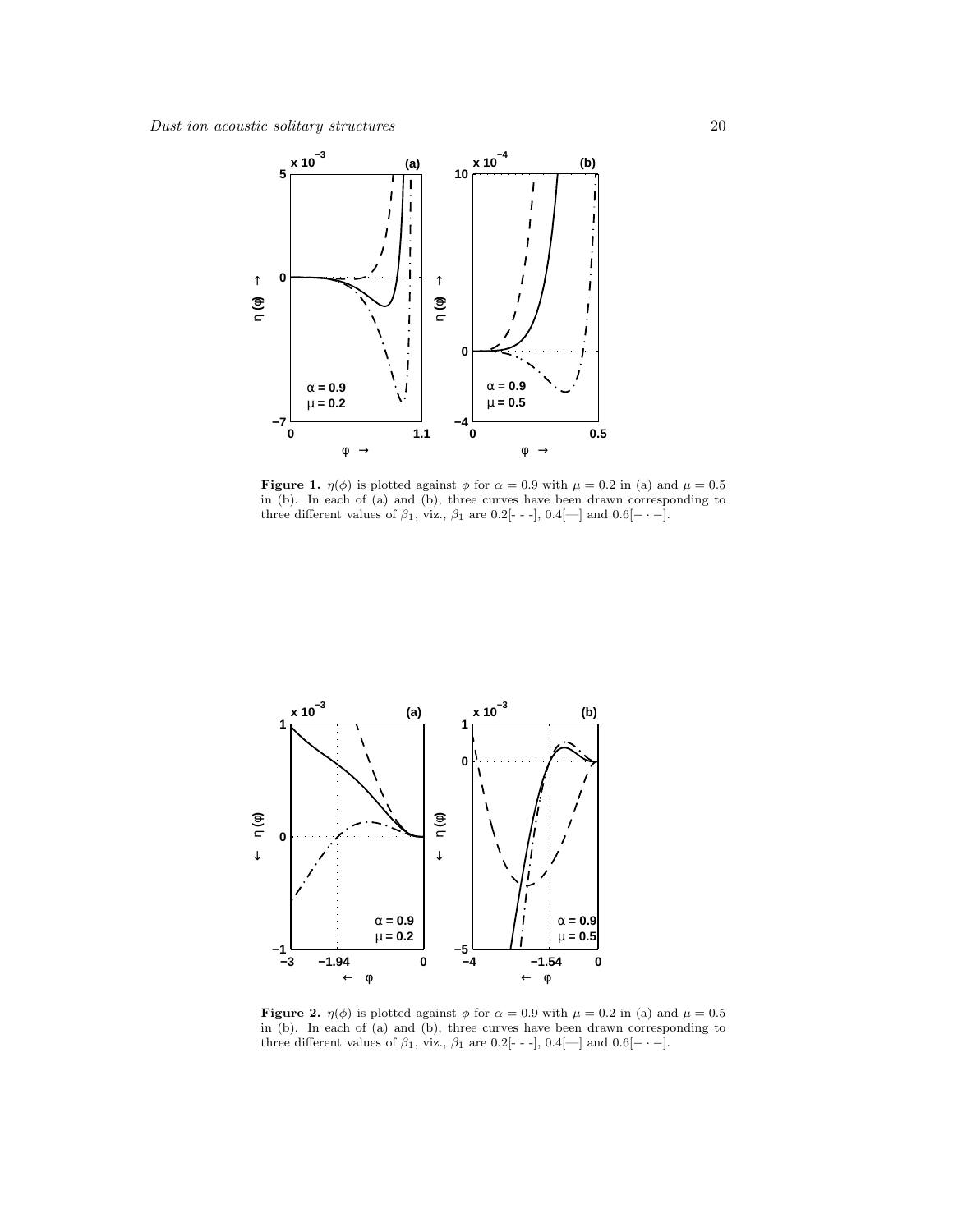**Figure 1.** $\eta(\phi)$ is plotted against $\phi$ for $\alpha = 0.9$ with $\mu = 0.2$ in (a) and $\mu = 0.5$ in (b). In each of (a) and (b), three curves have been drawn corresponding to three different values of $\beta_1$, viz., $\beta_1$ are 0.2[- - -], 0.4[—] and 0.6[$- \cdot -$].

**Figure 2.** $\eta(\phi)$ is plotted against $\phi$ for $\alpha = 0.9$ with $\mu = 0.2$ in (a) and $\mu = 0.5$ in (b). In each of (a) and (b), three curves have been drawn corresponding to three different values of $\beta_1$, viz., $\beta_1$ are 0.2[- - -], 0.4[—] and 0.6[$- \cdot -$].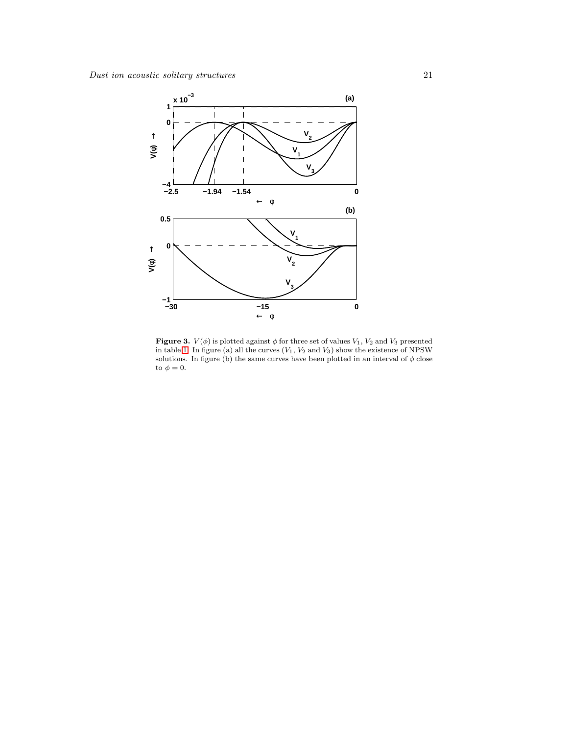**Figure 3.** $V(\phi)$ is plotted against $\phi$ for three set of values $V_1$, $V_2$ and $V_3$ presented in table 1. In figure (a) all the curves ($V_1$, $V_2$ and $V_3$) show the existence of NPSW solutions. In figure (b) the same curves have been plotted in an interval of $\phi$ close to $\phi = 0$.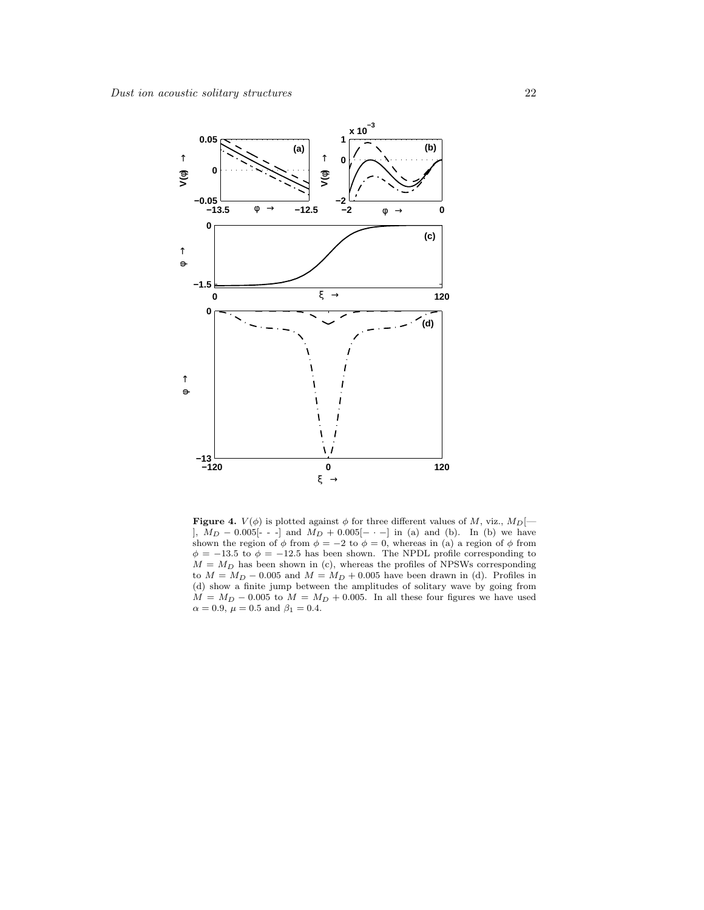**Figure 4.** $V(\phi)$ is plotted against $\phi$ for three different values of $M$, viz., $M_D$[— ], $M_D - 0.005$[- - -] and $M_D + 0.005$[$- \cdot -$] in (a) and (b). In (b) we have shown the region of $\phi$ from $\phi = -2$ to $\phi = 0$, whereas in (a) a region of $\phi$ from $\phi = -13.5$ to $\phi = -12.5$ has been shown. The NPDL profile corresponding to $M = M_D$ has been shown in (c), whereas the profiles of NPSWs corresponding to $M = M_D - 0.005$ and $M = M_D + 0.005$ have been drawn in (d). Profiles in (d) show a finite jump between the amplitudes of solitary wave by going from $M = M_D - 0.005$ to $M = M_D + 0.005$. In all these four figures we have used $\alpha = 0.9$, $\mu = 0.5$ and $\beta_1 = 0.4$.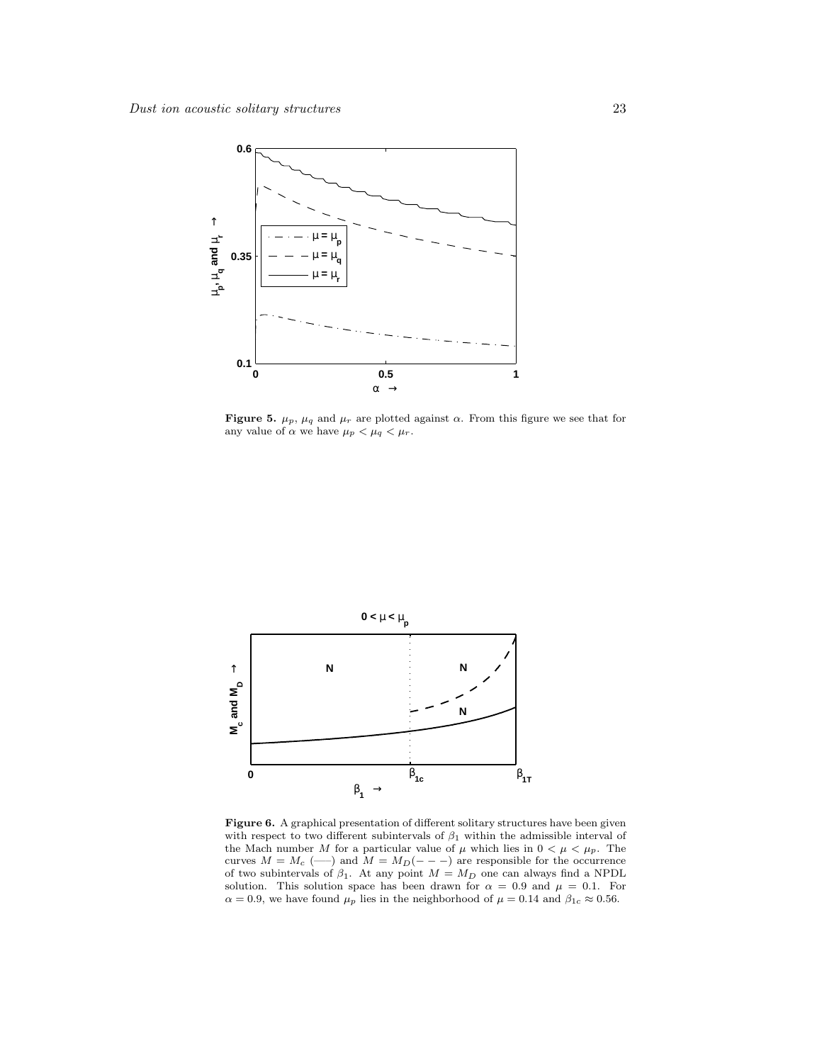**Figure 5.** $\mu_p$, $\mu_q$ and $\mu_r$ are plotted against $\alpha$. From this figure we see that for any value of $\alpha$ we have $\mu_p < \mu_q < \mu_r$.

**Figure 6.** A graphical presentation of different solitary structures have been given with respect to two different subintervals of $\beta_1$ within the admissible interval of the Mach number $M$ for a particular value of $\mu$ which lies in $0 < \mu < \mu_p$. The curves $M = M_c$ (——) and $M = M_D(- - -)$ are responsible for the occurrence of two subintervals of $\beta_1$. At any point $M = M_D$ one can always find a NPDL solution. This solution space has been drawn for $\alpha = 0.9$ and $\mu = 0.1$. For $\alpha = 0.9$, we have found $\mu_p$ lies in the neighborhood of $\mu = 0.14$ and $\beta_{1c} \approx 0.56$.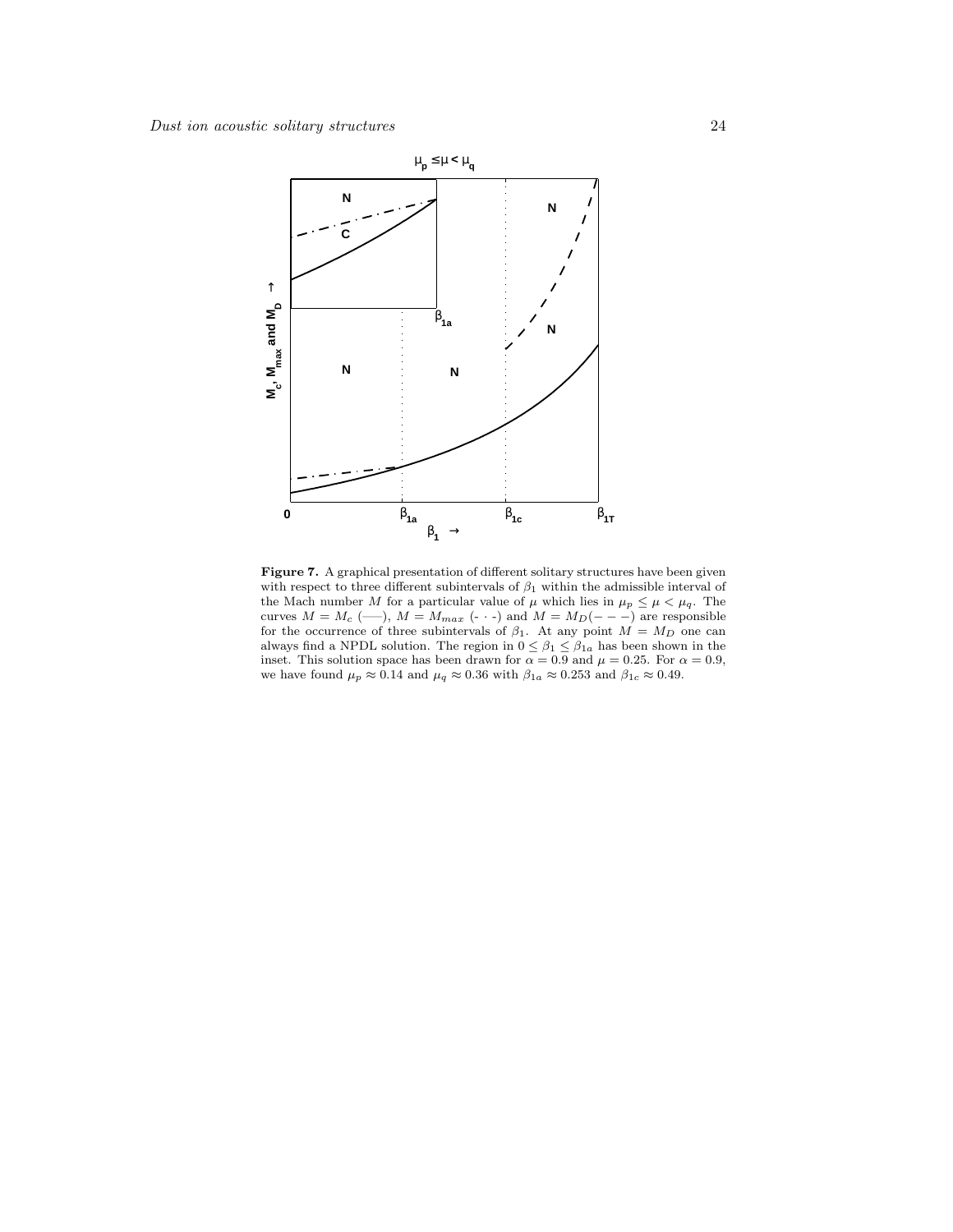**Figure 7.** A graphical presentation of different solitary structures have been given with respect to three different subintervals of $\beta_1$ within the admissible interval of the Mach number $M$ for a particular value of $\mu$ which lies in $\mu_p \leq \mu < \mu_q$. The curves $M = M_c$ (——), $M = M_{max}$ (- · -) and $M = M_D$(− − −) are responsible for the occurrence of three subintervals of $\beta_1$. At any point $M = M_D$ one can always find a NPDL solution. The region in $0 \leq \beta_1 \leq \beta_{1a}$ has been shown in the inset. This solution space has been drawn for $\alpha = 0.9$ and $\mu = 0.25$. For $\alpha = 0.9$, we have found $\mu_p \approx 0.14$ and $\mu_q \approx 0.36$ with $\beta_{1a} \approx 0.253$ and $\beta_{1c} \approx 0.49$.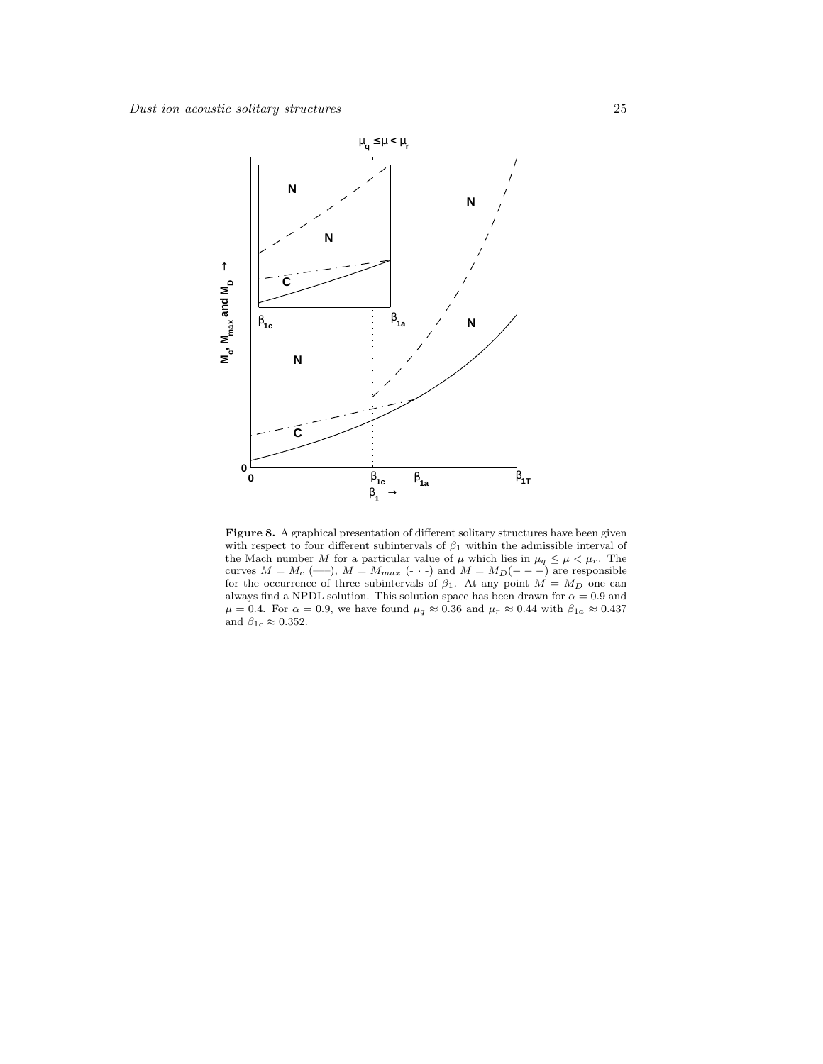**Figure 8.** A graphical presentation of different solitary structures have been given with respect to four different subintervals of $\beta_1$ within the admissible interval of the Mach number $M$ for a particular value of $\mu$ which lies in $\mu_q \leq \mu < \mu_r$. The curves $M = M_c$ (—–), $M = M_{max}$ (- $\cdot$ $\cdot$ -) and $M = M_D$(− − −) are responsible for the occurrence of three subintervals of $\beta_1$. At any point $M = M_D$ one can always find a NPDL solution. This solution space has been drawn for $\alpha = 0.9$ and $\mu = 0.4$. For $\alpha = 0.9$, we have found $\mu_q \approx 0.36$ and $\mu_r \approx 0.44$ with $\beta_{1a} \approx 0.437$ and $\beta_{1c} \approx 0.352$.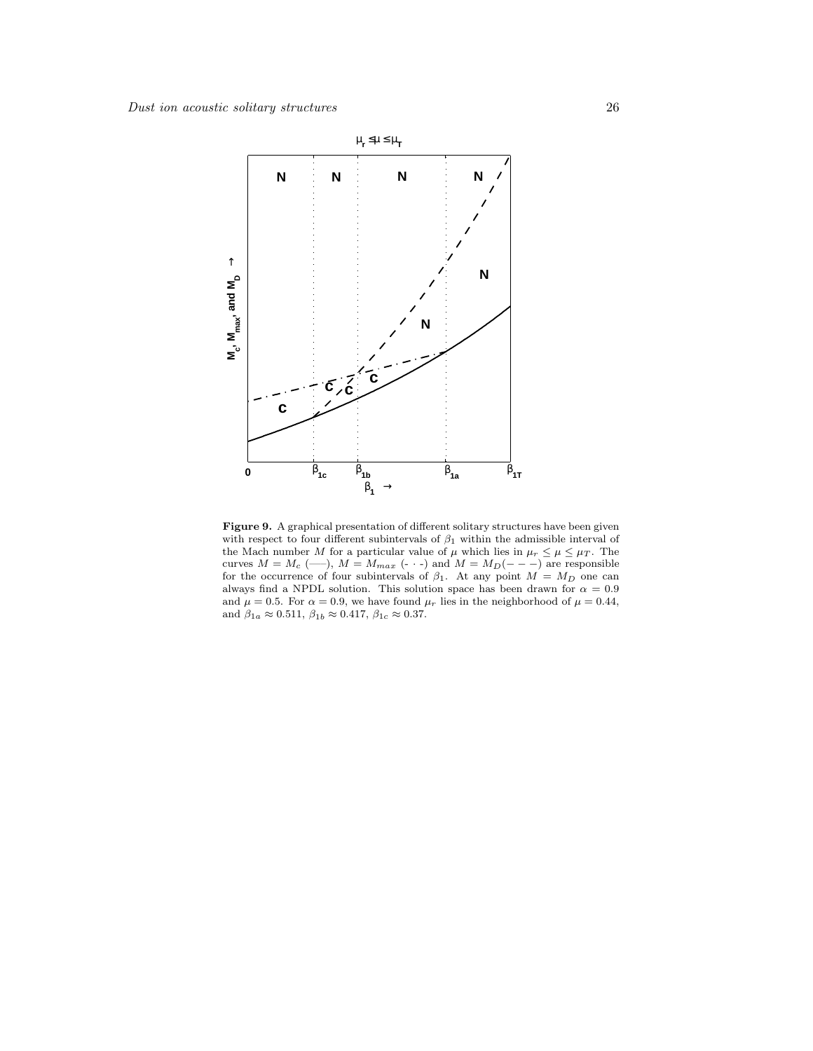**Figure 9.** A graphical presentation of different solitary structures have been given with respect to four different subintervals of $\beta_1$ within the admissible interval of the Mach number $M$ for a particular value of $\mu$ which lies in $\mu_r \leq \mu \leq \mu_T$. The curves $M = M_c$ (—–), $M = M_{max}$ (- · -) and $M = M_D(- - -)$ are responsible for the occurrence of four subintervals of $\beta_1$. At any point $M = M_D$ one can always find a NPDL solution. This solution space has been drawn for $\alpha = 0.9$ and $\mu = 0.5$. For $\alpha = 0.9$, we have found $\mu_r$ lies in the neighborhood of $\mu = 0.44$, and $\beta_{1a} \approx 0.511$, $\beta_{1b} \approx 0.417$, $\beta_{1c} \approx 0.37$.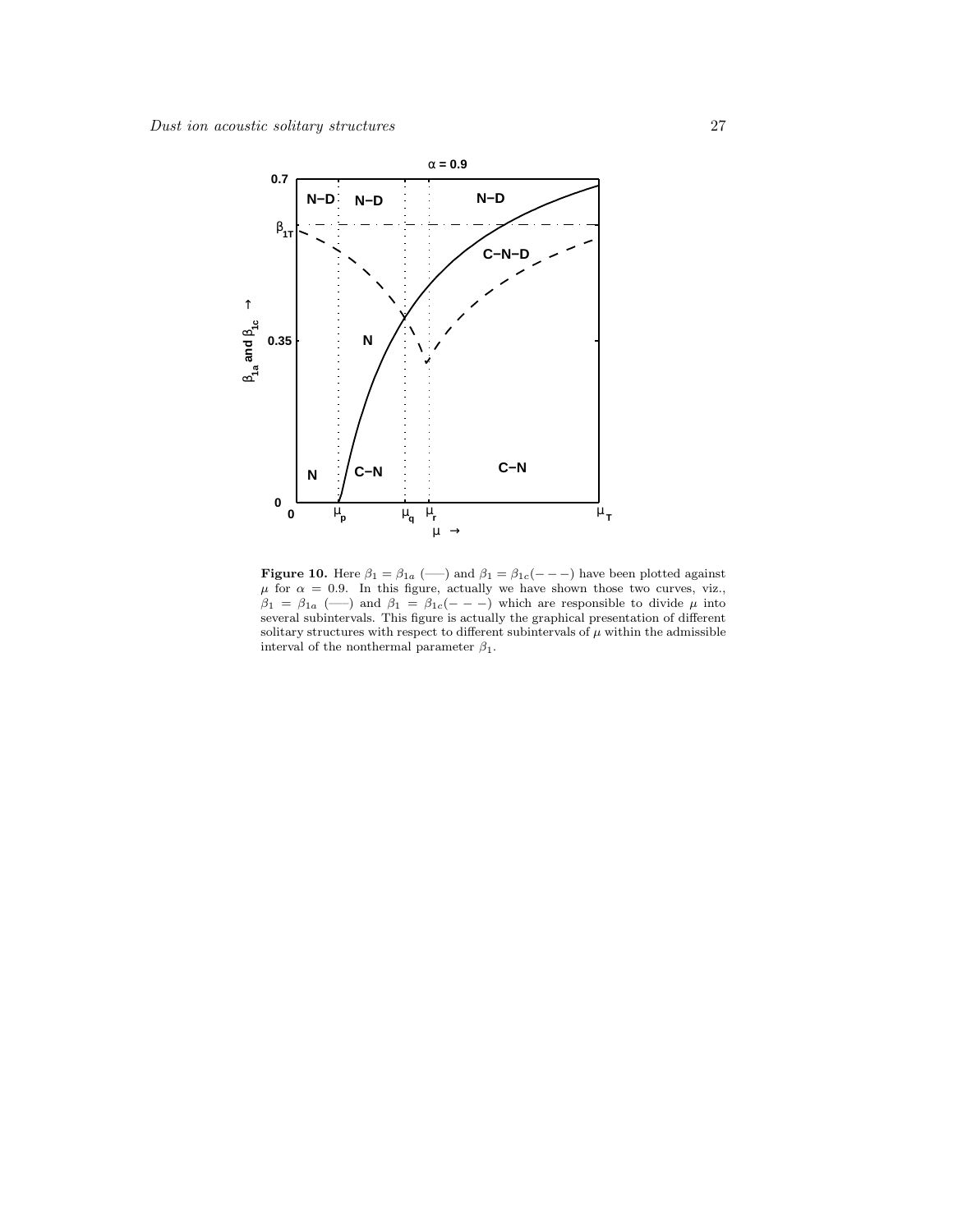**Figure 10.** Here $\beta_1 = \beta_{1a}$ (——) and $\beta_1 = \beta_{1c}(- - -)$ have been plotted against $\mu$ for $\alpha = 0.9$. In this figure, actually we have shown those two curves, viz., $\beta_1 = \beta_{1a}$ (——) and $\beta_1 = \beta_{1c}(- - -)$ which are responsible to divide $\mu$ into several subintervals. This figure is actually the graphical presentation of different solitary structures with respect to different subintervals of $\mu$ within the admissible interval of the nonthermal parameter $\beta_1$.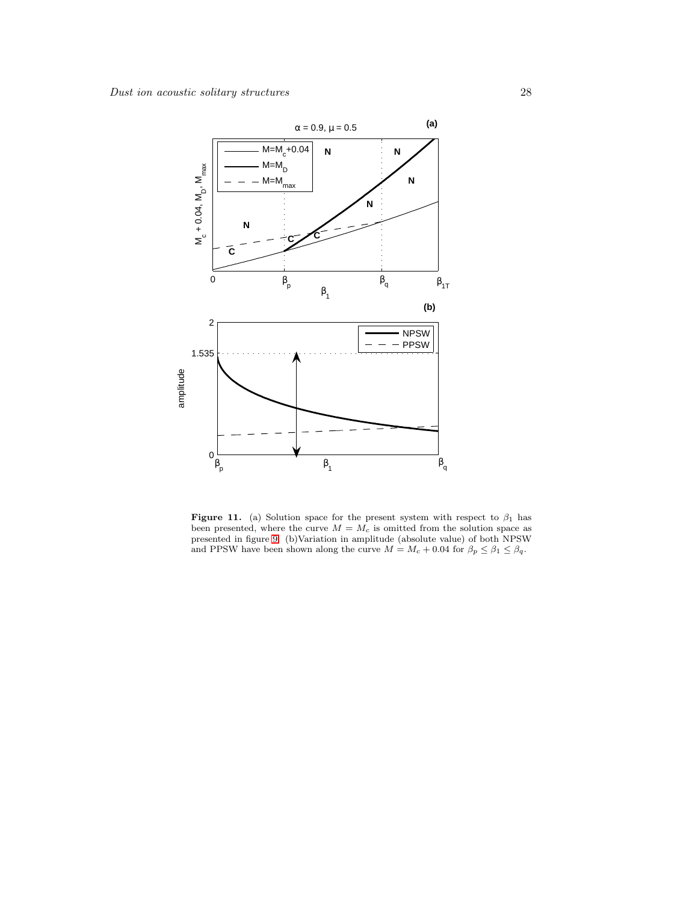**Figure 11.** (a) Solution space for the present system with respect to $\beta_1$ has been presented, where the curve $M = M_c$ is omitted from the solution space as presented in figure 9. (b)Variation in amplitude (absolute value) of both NPSW and PPSW have been shown along the curve $M = M_c + 0.04$ for $\beta_p \leq \beta_1 \leq \beta_q$.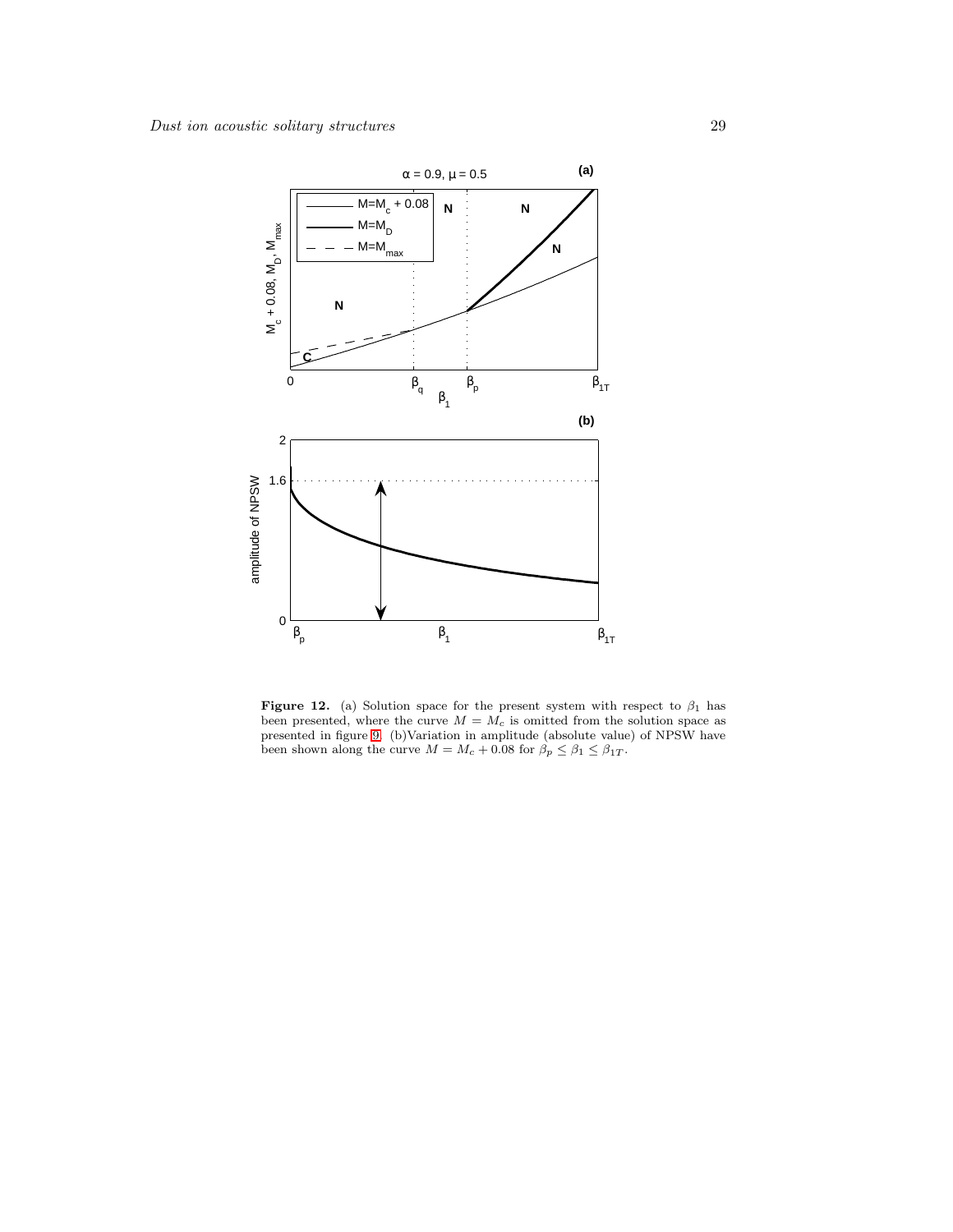(a)

$\alpha = 0.9$, $\mu = 0.5$

$M=M_c + 0.08$

$M=M_D$

$M=M_{max}$

$M_c + 0.08$, $M_D$, $M_{max}$

N

N

N

N

C

0

$\beta_q$

$\beta_p$

$\beta_{1T}$

$\beta_1$

(b)

2

1.6

0

amplitude of NPSW

$\beta_p$

$\beta_1$

$\beta_{1T}$

**Figure 12.** (a) Solution space for the present system with respect to $\beta_1$ has been presented, where the curve $M = M_c$ is omitted from the solution space as presented in figure 9. (b)Variation in amplitude (absolute value) of NPSW have been shown along the curve $M = M_c + 0.08$ for $\beta_p \leq \beta_1 \leq \beta_{1T}$.